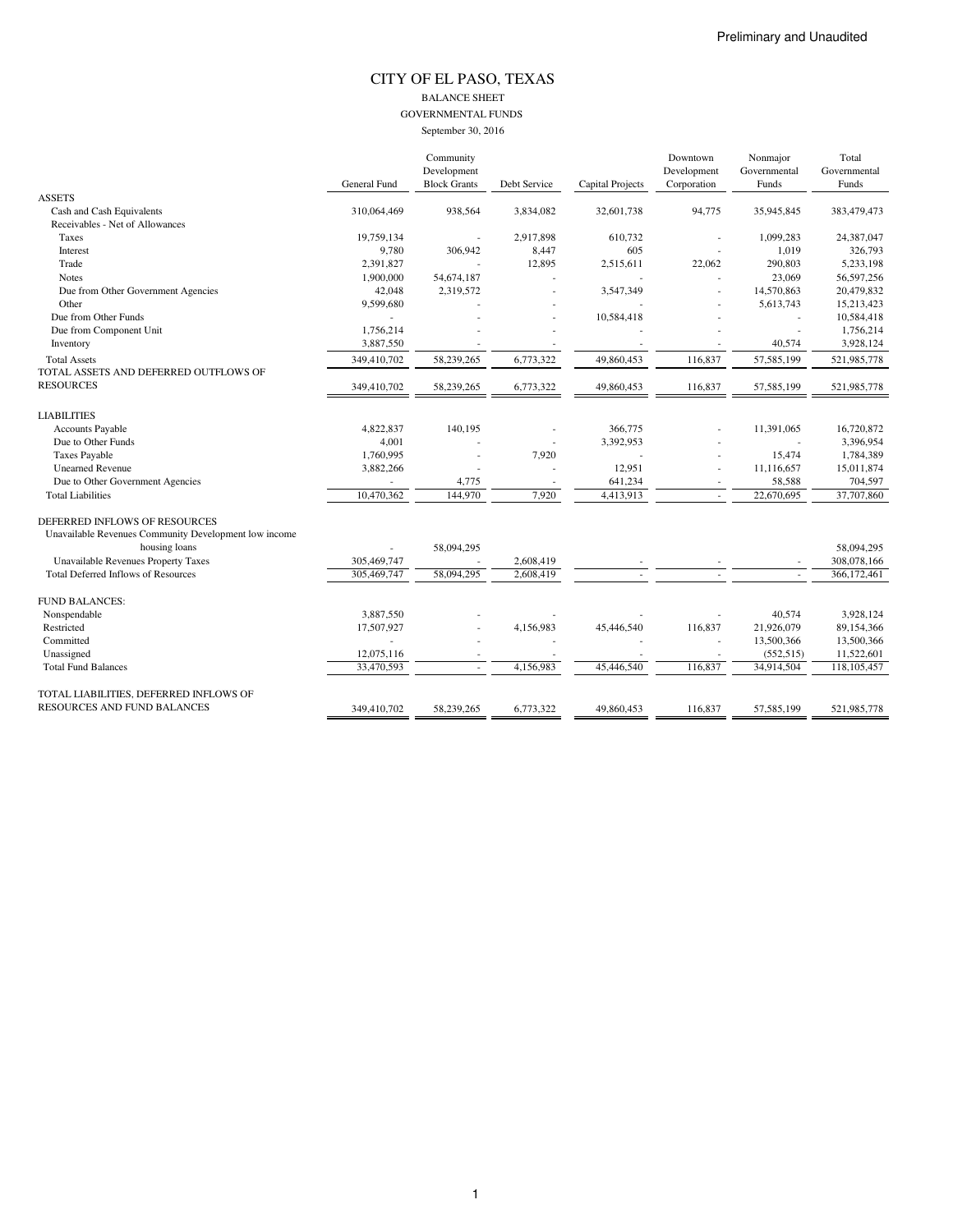Preliminary and Unaudited

# CITY OF EL PASO, TEXAS

## BALANCE SHEET

## GOVERNMENTAL FUNDS

September 30, 2016

| | General Fund | Community Development Block Grants | Debt Service | Capital Projects | Downtown Development Corporation | Nonmajor Governmental Funds | Total Governmental Funds |
|---|---|---|---|---|---|---|---|
| ASSETS | | | | | | | |
| Cash and Cash Equivalents | 310,064,469 | 938,564 | 3,834,082 | 32,601,738 | 94,775 | 35,945,845 | 383,479,473 |
| Receivables - Net of Allowances | | | | | | | |
| Taxes | 19,759,134 | - | 2,917,898 | 610,732 | - | 1,099,283 | 24,387,047 |
| Interest | 9,780 | 306,942 | 8,447 | 605 | - | 1,019 | 326,793 |
| Trade | 2,391,827 | - | 12,895 | 2,515,611 | 22,062 | 290,803 | 5,233,198 |
| Notes | 1,900,000 | 54,674,187 | - | - | - | 23,069 | 56,597,256 |
| Due from Other Government Agencies | 42,048 | 2,319,572 | - | 3,547,349 | - | 14,570,863 | 20,479,832 |
| Other | 9,599,680 | - | - | - | - | 5,613,743 | 15,213,423 |
| Due from Other Funds | - | - | - | 10,584,418 | - | - | 10,584,418 |
| Due from Component Unit | 1,756,214 | - | - | - | - | - | 1,756,214 |
| Inventory | 3,887,550 | - | - | - | - | 40,574 | 3,928,124 |
| Total Assets | 349,410,702 | 58,239,265 | 6,773,322 | 49,860,453 | 116,837 | 57,585,199 | 521,985,778 |
| TOTAL ASSETS AND DEFERRED OUTFLOWS OF RESOURCES | 349,410,702 | 58,239,265 | 6,773,322 | 49,860,453 | 116,837 | 57,585,199 | 521,985,778 |
| LIABILITIES | | | | | | | |
| Accounts Payable | 4,822,837 | 140,195 | - | 366,775 | - | 11,391,065 | 16,720,872 |
| Due to Other Funds | 4,001 | - | - | 3,392,953 | - | - | 3,396,954 |
| Taxes Payable | 1,760,995 | - | 7,920 | - | - | 15,474 | 1,784,389 |
| Unearned Revenue | 3,882,266 | - | - | 12,951 | - | 11,116,657 | 15,011,874 |
| Due to Other Government Agencies | - | 4,775 | - | 641,234 | - | 58,588 | 704,597 |
| Total Liabilities | 10,470,362 | 144,970 | 7,920 | 4,413,913 | - | 22,670,695 | 37,707,860 |
| DEFERRED INFLOWS OF RESOURCES | | | | | | | |
| Unavailable Revenues Community Development low income housing loans | - | 58,094,295 | | | | | 58,094,295 |
| Unavailable Revenues Property Taxes | 305,469,747 | - | 2,608,419 | - | - | - | 308,078,166 |
| Total Deferred Inflows of Resources | 305,469,747 | 58,094,295 | 2,608,419 | - | - | - | 366,172,461 |
| FUND BALANCES: | | | | | | | |
| Nonspendable | 3,887,550 | - | - | - | - | 40,574 | 3,928,124 |
| Restricted | 17,507,927 | - | 4,156,983 | 45,446,540 | 116,837 | 21,926,079 | 89,154,366 |
| Committed | - | - | - | - | - | 13,500,366 | 13,500,366 |
| Unassigned | 12,075,116 | - | - | - | - | (552,515) | 11,522,601 |
| Total Fund Balances | 33,470,593 | - | 4,156,983 | 45,446,540 | 116,837 | 34,914,504 | 118,105,457 |
| TOTAL LIABILITIES, DEFERRED INFLOWS OF RESOURCES AND FUND BALANCES | 349,410,702 | 58,239,265 | 6,773,322 | 49,860,453 | 116,837 | 57,585,199 | 521,985,778 |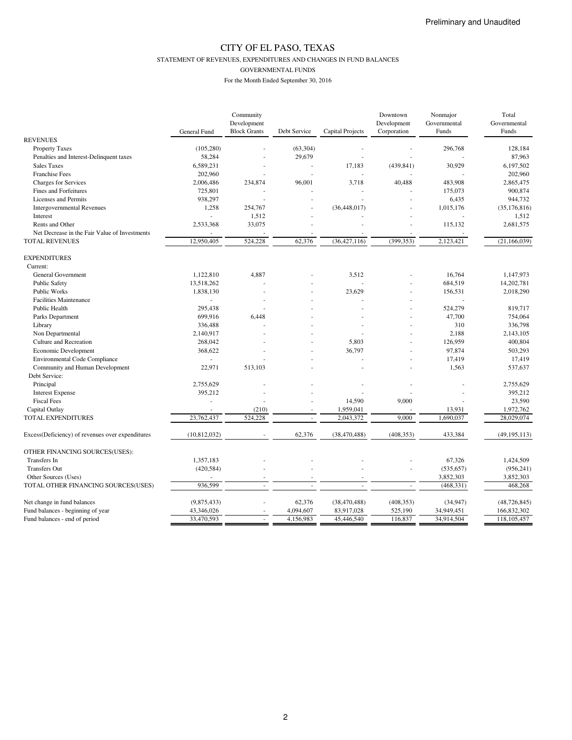Preliminary and Unaudited

# CITY OF EL PASO, TEXAS

STATEMENT OF REVENUES, EXPENDITURES AND CHANGES IN FUND BALANCES

GOVERNMENTAL FUNDS

For the Month Ended September 30, 2016

| | General Fund | Community Development Block Grants | Debt Service | Capital Projects | Downtown Development Corporation | Nonmajor Governmental Funds | Total Governmental Funds |
|---|---|---|---|---|---|---|---|
| REVENUES | | | | | | | |
| Property Taxes | (105,280) | - | (63,304) | - | - | 296,768 | 128,184 |
| Penalties and Interest-Delinquent taxes | 58,284 | - | 29,679 | - | - | - | 87,963 |
| Sales Taxes | 6,589,231 | - | - | 17,183 | (439,841) | 30,929 | 6,197,502 |
| Franchise Fees | 202,960 | - | - | - | - | - | 202,960 |
| Charges for Services | 2,006,486 | 234,874 | 96,001 | 3,718 | 40,488 | 483,908 | 2,865,475 |
| Fines and Forfeitures | 725,801 | - | - | - | - | 175,073 | 900,874 |
| Licenses and Permits | 938,297 | - | - | - | - | 6,435 | 944,732 |
| Intergovernmental Revenues | 1,258 | 254,767 | - | (36,448,017) | - | 1,015,176 | (35,176,816) |
| Interest | - | 1,512 | - | - | - | - | 1,512 |
| Rents and Other | 2,533,368 | 33,075 | - | - | - | 115,132 | 2,681,575 |
| Net Decrease in the Fair Value of Investments | - | - | - | - | - | - | - |
| TOTAL REVENUES | 12,950,405 | 524,228 | 62,376 | (36,427,116) | (399,353) | 2,123,421 | (21,166,039) |
| EXPENDITURES | | | | | | | |
| Current: | | | | | | | |
| General Government | 1,122,810 | 4,887 | - | 3,512 | - | 16,764 | 1,147,973 |
| Public Safety | 13,518,262 | - | - | - | - | 684,519 | 14,202,781 |
| Public Works | 1,838,130 | - | - | 23,629 | - | 156,531 | 2,018,290 |
| Facilities Maintenance | - | - | - | - | - | - | |
| Public Health | 295,438 | - | - | - | - | 524,279 | 819,717 |
| Parks Department | 699,916 | 6,448 | - | - | - | 47,700 | 754,064 |
| Library | 336,488 | - | - | - | - | 310 | 336,798 |
| Non Departmental | 2,140,917 | - | - | - | - | 2,188 | 2,143,105 |
| Culture and Recreation | 268,042 | - | - | 5,803 | - | 126,959 | 400,804 |
| Economic Development | 368,622 | - | - | 36,797 | - | 97,874 | 503,293 |
| Environmental Code Compliance | - | - | - | - | - | 17,419 | 17,419 |
| Community and Human Development | 22,971 | 513,103 | - | - | - | 1,563 | 537,637 |
| Debt Service: | | | | | | | |
| Principal | 2,755,629 | - | - | - | - | - | 2,755,629 |
| Interest Expense | 395,212 | - | - | - | - | - | 395,212 |
| Fiscal Fees | - | - | - | 14,590 | 9,000 | - | 23,590 |
| Capital Outlay | - | (210) | - | 1,959,041 | - | 13,931 | 1,972,762 |
| TOTAL EXPENDITURES | 23,762,437 | 524,228 | - | 2,043,372 | 9,000 | 1,690,037 | 28,029,074 |
| Excess(Deficiency) of revenues over expenditures | (10,812,032) | - | 62,376 | (38,470,488) | (408,353) | 433,384 | (49,195,113) |
| OTHER FINANCING SOURCES(USES): | | | | | | | |
| Transfers In | 1,357,183 | - | - | - | - | 67,326 | 1,424,509 |
| Transfers Out | (420,584) | - | - | - | - | (535,657) | (956,241) |
| Other Sources (Uses) | - | - | - | - | | 3,852,303 | 3,852,303 |
| TOTAL OTHER FINANCING SOURCES(USES) | 936,599 | - | - | - | - | (468,331) | 468,268 |
| Net change in fund balances | (9,875,433) | - | 62,376 | (38,470,488) | (408,353) | (34,947) | (48,726,845) |
| Fund balances - beginning of year | 43,346,026 | - | 4,094,607 | 83,917,028 | 525,190 | 34,949,451 | 166,832,302 |
| Fund balances - end of period | 33,470,593 | - | 4,156,983 | 45,446,540 | 116,837 | 34,914,504 | 118,105,457 |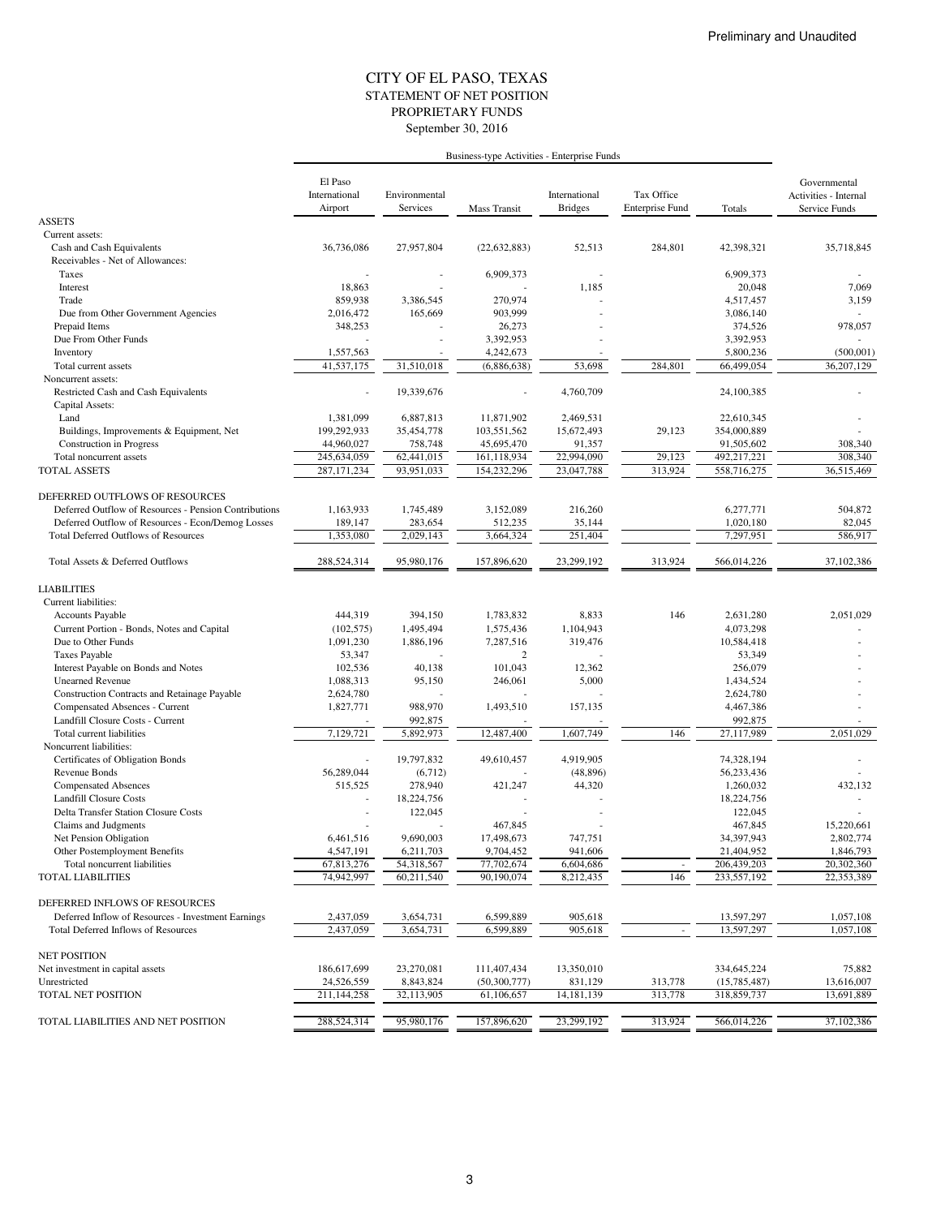Preliminary and Unaudited

# CITY OF EL PASO, TEXAS
## STATEMENT OF NET POSITION
## PROPRIETARY FUNDS
### September 30, 2016

| | Business-type Activities - Enterprise Funds | | | | | | |
|---|---|---|---|---|---|---|---|
| | El Paso International Airport | Environmental Services | Mass Transit | International Bridges | Tax Office Enterprise Fund | Totals | Governmental Activities - Internal Service Funds |
| **ASSETS** | | | | | | | |
| Current assets: | | | | | | | |
| Cash and Cash Equivalents | 36,736,086 | 27,957,804 | (22,632,883) | 52,513 | 284,801 | 42,398,321 | 35,718,845 |
| Receivables - Net of Allowances: | | | | | | | |
| Taxes | - | - | 6,909,373 | - | | 6,909,373 | - |
| Interest | 18,863 | - | - | 1,185 | | 20,048 | 7,069 |
| Trade | 859,938 | 3,386,545 | 270,974 | - | | 4,517,457 | 3,159 |
| Due from Other Government Agencies | 2,016,472 | 165,669 | 903,999 | - | | 3,086,140 | - |
| Prepaid Items | 348,253 | - | 26,273 | - | | 374,526 | 978,057 |
| Due From Other Funds | - | - | 3,392,953 | - | | 3,392,953 | - |
| Inventory | 1,557,563 | - | 4,242,673 | - | | 5,800,236 | (500,001) |
| Total current assets | 41,537,175 | 31,510,018 | (6,886,638) | 53,698 | 284,801 | 66,499,054 | 36,207,129 |
| Noncurrent assets: | | | | | | | |
| Restricted Cash and Cash Equivalents | - | 19,339,676 | - | 4,760,709 | | 24,100,385 | - |
| Capital Assets: | | | | | | | |
| Land | 1,381,099 | 6,887,813 | 11,871,902 | 2,469,531 | | 22,610,345 | - |
| Buildings, Improvements & Equipment, Net | 199,292,933 | 35,454,778 | 103,551,562 | 15,672,493 | 29,123 | 354,000,889 | - |
| Construction in Progress | 44,960,027 | 758,748 | 45,695,470 | 91,357 | | 91,505,602 | 308,340 |
| Total noncurrent assets | 245,634,059 | 62,441,015 | 161,118,934 | 22,994,090 | 29,123 | 492,217,221 | 308,340 |
| TOTAL ASSETS | 287,171,234 | 93,951,033 | 154,232,296 | 23,047,788 | 313,924 | 558,716,275 | 36,515,469 |
| | | | | | | | |
| **DEFERRED OUTFLOWS OF RESOURCES** | | | | | | | |
| Deferred Outflow of Resources - Pension Contributions | 1,163,933 | 1,745,489 | 3,152,089 | 216,260 | | 6,277,771 | 504,872 |
| Deferred Outflow of Resources - Econ/Demog Losses | 189,147 | 283,654 | 512,235 | 35,144 | | 1,020,180 | 82,045 |
| Total Deferred Outflows of Resources | 1,353,080 | 2,029,143 | 3,664,324 | 251,404 | | 7,297,951 | 586,917 |
| | | | | | | | |
| Total Assets & Deferred Outflows | 288,524,314 | 95,980,176 | 157,896,620 | 23,299,192 | 313,924 | 566,014,226 | 37,102,386 |
| | | | | | | | |
| **LIABILITIES** | | | | | | | |
| Current liabilities: | | | | | | | |
| Accounts Payable | 444,319 | 394,150 | 1,783,832 | 8,833 | 146 | 2,631,280 | 2,051,029 |
| Current Portion - Bonds, Notes and Capital | (102,575) | 1,495,494 | 1,575,436 | 1,104,943 | | 4,073,298 | - |
| Due to Other Funds | 1,091,230 | 1,886,196 | 7,287,516 | 319,476 | | 10,584,418 | - |
| Taxes Payable | 53,347 | - | 2 | - | | 53,349 | - |
| Interest Payable on Bonds and Notes | 102,536 | 40,138 | 101,043 | 12,362 | | 256,079 | - |
| Unearned Revenue | 1,088,313 | 95,150 | 246,061 | 5,000 | | 1,434,524 | - |
| Construction Contracts and Retainage Payable | 2,624,780 | - | - | - | | 2,624,780 | - |
| Compensated Absences - Current | 1,827,771 | 988,970 | 1,493,510 | 157,135 | | 4,467,386 | - |
| Landfill Closure Costs - Current | - | 992,875 | - | - | | 992,875 | - |
| Total current liabilities | 7,129,721 | 5,892,973 | 12,487,400 | 1,607,749 | 146 | 27,117,989 | 2,051,029 |
| Noncurrent liabilities: | | | | | | | |
| Certificates of Obligation Bonds | - | 19,797,832 | 49,610,457 | 4,919,905 | | 74,328,194 | - |
| Revenue Bonds | 56,289,044 | (6,712) | - | (48,896) | | 56,233,436 | - |
| Compensated Absences | 515,525 | 278,940 | 421,247 | 44,320 | | 1,260,032 | 432,132 |
| Landfill Closure Costs | - | 18,224,756 | - | - | | 18,224,756 | - |
| Delta Transfer Station Closure Costs | - | 122,045 | - | - | | 122,045 | - |
| Claims and Judgments | - | - | 467,845 | - | | 467,845 | 15,220,661 |
| Net Pension Obligation | 6,461,516 | 9,690,003 | 17,498,673 | 747,751 | | 34,397,943 | 2,802,774 |
| Other Postemployment Benefits | 4,547,191 | 6,211,703 | 9,704,452 | 941,606 | | 21,404,952 | 1,846,793 |
| Total noncurrent liabilities | 67,813,276 | 54,318,567 | 77,702,674 | 6,604,686 | - | 206,439,203 | 20,302,360 |
| TOTAL LIABILITIES | 74,942,997 | 60,211,540 | 90,190,074 | 8,212,435 | 146 | 233,557,192 | 22,353,389 |
| | | | | | | | |
| **DEFERRED INFLOWS OF RESOURCES** | | | | | | | |
| Deferred Inflow of Resources - Investment Earnings | 2,437,059 | 3,654,731 | 6,599,889 | 905,618 | | 13,597,297 | 1,057,108 |
| Total Deferred Inflows of Resources | 2,437,059 | 3,654,731 | 6,599,889 | 905,618 | - | 13,597,297 | 1,057,108 |
| | | | | | | | |
| **NET POSITION** | | | | | | | |
| Net investment in capital assets | 186,617,699 | 23,270,081 | 111,407,434 | 13,350,010 | | 334,645,224 | 75,882 |
| Unrestricted | 24,526,559 | 8,843,824 | (50,300,777) | 831,129 | 313,778 | (15,785,487) | 13,616,007 |
| TOTAL NET POSITION | 211,144,258 | 32,113,905 | 61,106,657 | 14,181,139 | 313,778 | 318,859,737 | 13,691,889 |
| | | | | | | | |
| TOTAL LIABILITIES AND NET POSITION | 288,524,314 | 95,980,176 | 157,896,620 | 23,299,192 | 313,924 | 566,014,226 | 37,102,386 |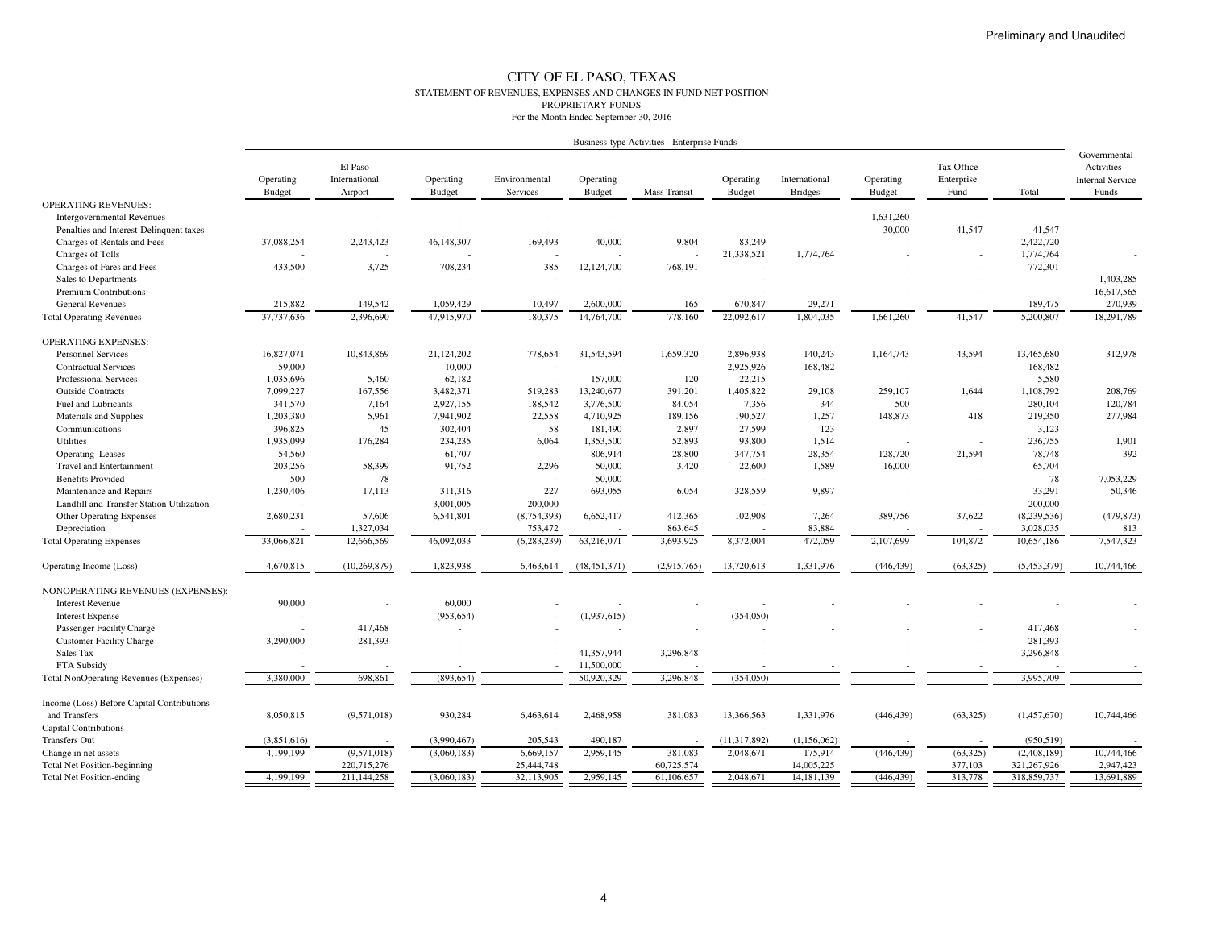Preliminary and Unaudited

# CITY OF EL PASO, TEXAS

STATEMENT OF REVENUES, EXPENSES AND CHANGES IN FUND NET POSITION
PROPRIETARY FUNDS
For the Month Ended September 30, 2016

| | Business-type Activities - Enterprise Funds | | | | | | | | | | | | Governmental Activities - Internal Service Funds |
|---|---|---|---|---|---|---|---|---|---|---|---|---|---|
| | Operating Budget | El Paso International Airport | Operating Budget | Environmental Services | Operating Budget | Mass Transit | Operating Budget | International Bridges | Operating Budget | Tax Office Enterprise Fund | Total | | |
| OPERATING REVENUES: | | | | | | | | | | | | | |
| Intergovernmental Revenues | - | - | - | - | - | - | - | - | 1,631,260 | - | - | | - |
| Penalties and Interest-Delinquent taxes | - | - | - | - | - | - | - | - | 30,000 | 41,547 | 41,547 | | - |
| Charges of Rentals and Fees | 37,088,254 | 2,243,423 | 46,148,307 | 169,493 | 40,000 | 9,804 | 83,249 | - | - | - | 2,422,720 | | - |
| Charges of Tolls | - | - | - | - | - | - | 21,338,521 | 1,774,764 | - | - | 1,774,764 | | - |
| Charges of Fares and Fees | 433,500 | 3,725 | 708,234 | 385 | 12,124,700 | 768,191 | - | - | - | - | 772,301 | | - |
| Sales to Departments | - | - | - | - | - | - | - | - | - | - | - | | 1,403,285 |
| Premium Contributions | - | - | - | - | - | - | - | - | - | - | - | | 16,617,565 |
| General Revenues | 215,882 | 149,542 | 1,059,429 | 10,497 | 2,600,000 | 165 | 670,847 | 29,271 | - | - | 189,475 | | 270,939 |
| Total Operating Revenues | 37,737,636 | 2,396,690 | 47,915,970 | 180,375 | 14,764,700 | 778,160 | 22,092,617 | 1,804,035 | 1,661,260 | 41,547 | 5,200,807 | | 18,291,789 |
| OPERATING EXPENSES: | | | | | | | | | | | | | |
| Personnel Services | 16,827,071 | 10,843,869 | 21,124,202 | 778,654 | 31,543,594 | 1,659,320 | 2,896,938 | 140,243 | 1,164,743 | 43,594 | 13,465,680 | | 312,978 |
| Contractual Services | 59,000 | - | 10,000 | - | - | - | 2,925,926 | 168,482 | - | - | 168,482 | | - |
| Professional Services | 1,035,696 | 5,460 | 62,182 | - | 157,000 | 120 | 22,215 | - | - | - | 5,580 | | - |
| Outside Contracts | 7,099,227 | 167,556 | 3,482,371 | 519,283 | 13,240,677 | 391,201 | 1,405,822 | 29,108 | 259,107 | 1,644 | 1,108,792 | | 208,769 |
| Fuel and Lubricants | 341,570 | 7,164 | 2,927,155 | 188,542 | 3,776,500 | 84,054 | 7,356 | 344 | 500 | - | 280,104 | | 120,784 |
| Materials and Supplies | 1,203,380 | 5,961 | 7,941,902 | 22,558 | 4,710,925 | 189,156 | 190,527 | 1,257 | 148,873 | 418 | 219,350 | | 277,984 |
| Communications | 396,825 | 45 | 302,404 | 58 | 181,490 | 2,897 | 27,599 | 123 | - | - | 3,123 | | - |
| Utilities | 1,935,099 | 176,284 | 234,235 | 6,064 | 1,353,500 | 52,893 | 93,800 | 1,514 | - | - | 236,755 | | 1,901 |
| Operating Leases | 54,560 | - | 61,707 | - | 806,914 | 28,800 | 347,754 | 28,354 | 128,720 | 21,594 | 78,748 | | 392 |
| Travel and Entertainment | 203,256 | 58,399 | 91,752 | 2,296 | 50,000 | 3,420 | 22,600 | 1,589 | 16,000 | - | 65,704 | | - |
| Benefits Provided | 500 | 78 | | - | 50,000 | - | - | - | - | - | 78 | | 7,053,229 |
| Maintenance and Repairs | 1,230,406 | 17,113 | 311,316 | 227 | 693,055 | 6,054 | 328,559 | 9,897 | - | - | 33,291 | | 50,346 |
| Landfill and Transfer Station Utilization | - | - | 3,001,005 | 200,000 | - | - | - | - | - | - | 200,000 | | - |
| Other Operating Expenses | 2,680,231 | 57,606 | 6,541,801 | (8,754,393) | 6,652,417 | 412,365 | 102,908 | 7,264 | 389,756 | 37,622 | (8,239,536) | | (479,873) |
| Depreciation | - | 1,327,034 | | 753,472 | - | 863,645 | - | 83,884 | - | - | 3,028,035 | | 813 |
| Total Operating Expenses | 33,066,821 | 12,666,569 | 46,092,033 | (6,283,239) | 63,216,071 | 3,693,925 | 8,372,004 | 472,059 | 2,107,699 | 104,872 | 10,654,186 | | 7,547,323 |
| Operating Income (Loss) | 4,670,815 | (10,269,879) | 1,823,938 | 6,463,614 | (48,451,371) | (2,915,765) | 13,720,613 | 1,331,976 | (446,439) | (63,325) | (5,453,379) | | 10,744,466 |
| NONOPERATING REVENUES (EXPENSES): | | | | | | | | | | | | | |
| Interest Revenue | 90,000 | - | 60,000 | - | - | - | - | - | - | - | - | | - |
| Interest Expense | - | - | (953,654) | - | (1,937,615) | - | (354,050) | - | - | - | - | | - |
| Passenger Facility Charge | - | 417,468 | - | - | - | - | - | - | - | - | 417,468 | | - |
| Customer Facility Charge | 3,290,000 | 281,393 | - | - | - | - | - | - | - | - | 281,393 | | - |
| Sales Tax | - | - | - | - | 41,357,944 | 3,296,848 | - | - | - | - | 3,296,848 | | - |
| FTA Subsidy | - | - | - | - | 11,500,000 | - | - | - | - | - | - | | - |
| Total NonOperating Revenues (Expenses) | 3,380,000 | 698,861 | (893,654) | - | 50,920,329 | 3,296,848 | (354,050) | - | - | - | 3,995,709 | | - |
| Income (Loss) Before Capital Contributions and Transfers | 8,050,815 | (9,571,018) | 930,284 | 6,463,614 | 2,468,958 | 381,083 | 13,366,563 | 1,331,976 | (446,439) | (63,325) | (1,457,670) | | 10,744,466 |
| Capital Contributions | - | - | - | - | - | - | - | - | - | - | - | | - |
| Transfers Out | (3,851,616) | - | (3,990,467) | 205,543 | 490,187 | - | (11,317,892) | (1,156,062) | - | - | (950,519) | | - |
| Change in net assets | 4,199,199 | (9,571,018) | (3,060,183) | 6,669,157 | 2,959,145 | 381,083 | 2,048,671 | 175,914 | (446,439) | (63,325) | (2,408,189) | | 10,744,466 |
| Total Net Position-beginning | | 220,715,276 | | 25,444,748 | | 60,725,574 | | 14,005,225 | | 377,103 | 321,267,926 | | 2,947,423 |
| Total Net Position-ending | 4,199,199 | 211,144,258 | (3,060,183) | 32,113,905 | 2,959,145 | 61,106,657 | 2,048,671 | 14,181,139 | (446,439) | 313,778 | 318,859,737 | | 13,691,889 |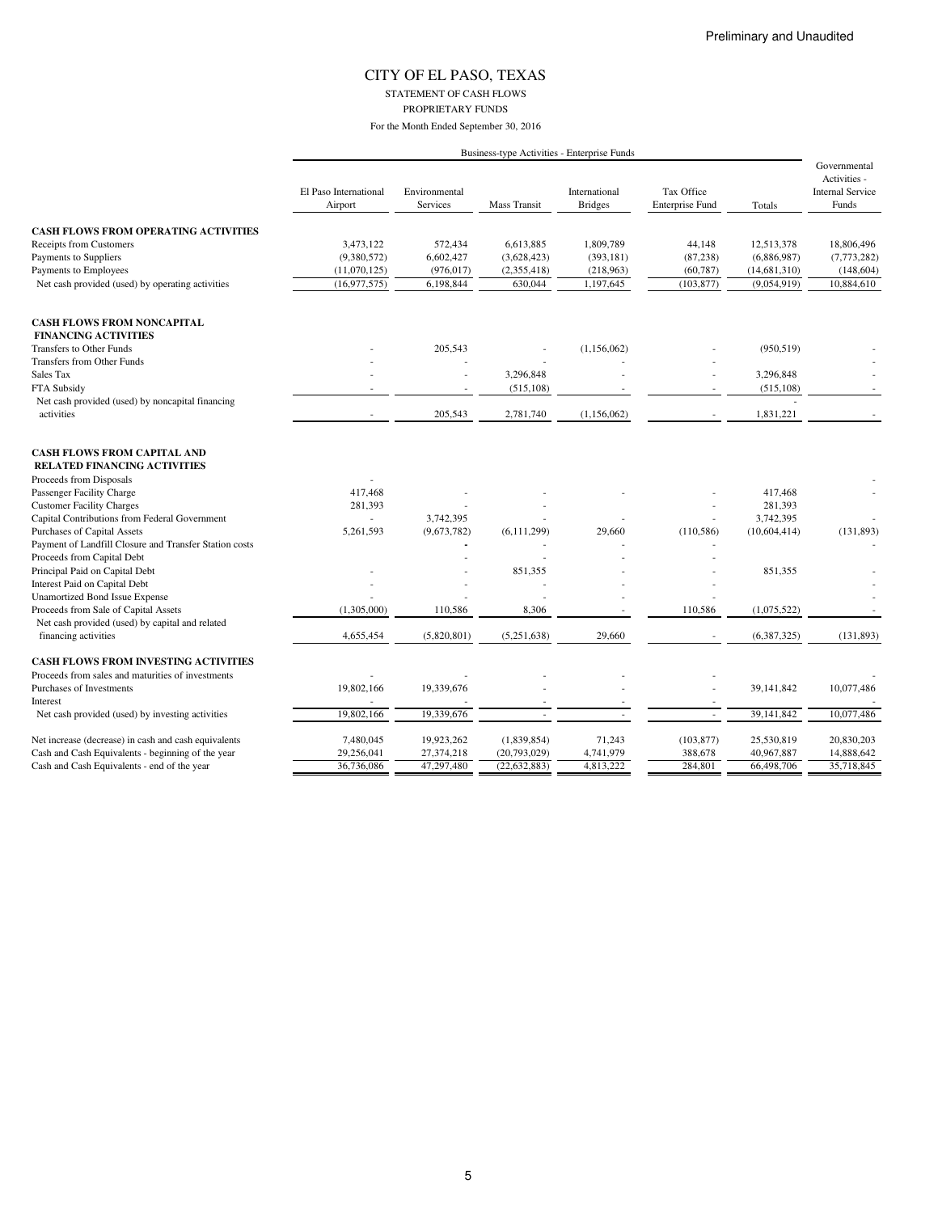Preliminary and Unaudited

# CITY OF EL PASO, TEXAS

STATEMENT OF CASH FLOWS

PROPRIETARY FUNDS

For the Month Ended September 30, 2016

| | Business-type Activities - Enterprise Funds | | | | | | Governmental Activities - Internal Service Funds |
|---|---|---|---|---|---|---|---|
| | El Paso International Airport | Environmental Services | Mass Transit | International Bridges | Tax Office Enterprise Fund | Totals | |
| **CASH FLOWS FROM OPERATING ACTIVITIES** | | | | | | | |
| Receipts from Customers | 3,473,122 | 572,434 | 6,613,885 | 1,809,789 | 44,148 | 12,513,378 | 18,806,496 |
| Payments to Suppliers | (9,380,572) | 6,602,427 | (3,628,423) | (393,181) | (87,238) | (6,886,987) | (7,773,282) |
| Payments to Employees | (11,070,125) | (976,017) | (2,355,418) | (218,963) | (60,787) | (14,681,310) | (148,604) |
| Net cash provided (used) by operating activities | (16,977,575) | 6,198,844 | 630,044 | 1,197,645 | (103,877) | (9,054,919) | 10,884,610 |
| **CASH FLOWS FROM NONCAPITAL FINANCING ACTIVITIES** | | | | | | | |
| Transfers to Other Funds | - | 205,543 | - | (1,156,062) | - | (950,519) | - |
| Transfers from Other Funds | - | - | - | - | - | | - |
| Sales Tax | - | - | 3,296,848 | - | - | 3,296,848 | - |
| FTA Subsidy | - | - | (515,108) | - | - | (515,108) | - |
| Net cash provided (used) by noncapital financing activities | - | 205,543 | 2,781,740 | (1,156,062) | - | 1,831,221 | - |
| **CASH FLOWS FROM CAPITAL AND RELATED FINANCING ACTIVITIES** | | | | | | | |
| Proceeds from Disposals | - | | | | | | - |
| Passenger Facility Charge | 417,468 | - | - | - | - | 417,468 | - |
| Customer Facility Charges | 281,393 | - | - | - | - | 281,393 | |
| Capital Contributions from Federal Government | - | 3,742,395 | - | - | - | 3,742,395 | - |
| Purchases of Capital Assets | 5,261,593 | (9,673,782) | (6,111,299) | 29,660 | (110,586) | (10,604,414) | (131,893) |
| Payment of Landfill Closure and Transfer Station costs | | - | - | - | - | | - |
| Proceeds from Capital Debt | | - | - | - | - | | |
| Principal Paid on Capital Debt | - | - | 851,355 | - | - | 851,355 | - |
| Interest Paid on Capital Debt | - | - | - | - | - | | - |
| Unamortized Bond Issue Expense | - | - | - | - | - | | - |
| Proceeds from Sale of Capital Assets | (1,305,000) | 110,586 | 8,306 | - | 110,586 | (1,075,522) | - |
| Net cash provided (used) by capital and related financing activities | 4,655,454 | (5,820,801) | (5,251,638) | 29,660 | - | (6,387,325) | (131,893) |
| **CASH FLOWS FROM INVESTING ACTIVITIES** | | | | | | | |
| Proceeds from sales and maturities of investments | - | - | - | - | - | | - |
| Purchases of Investments | 19,802,166 | 19,339,676 | - | - | - | 39,141,842 | 10,077,486 |
| Interest | - | - | - | - | - | | - |
| Net cash provided (used) by investing activities | 19,802,166 | 19,339,676 | - | - | - | 39,141,842 | 10,077,486 |
| Net increase (decrease) in cash and cash equivalents | 7,480,045 | 19,923,262 | (1,839,854) | 71,243 | (103,877) | 25,530,819 | 20,830,203 |
| Cash and Cash Equivalents - beginning of the year | 29,256,041 | 27,374,218 | (20,793,029) | 4,741,979 | 388,678 | 40,967,887 | 14,888,642 |
| Cash and Cash Equivalents - end of the year | 36,736,086 | 47,297,480 | (22,632,883) | 4,813,222 | 284,801 | 66,498,706 | 35,718,845 |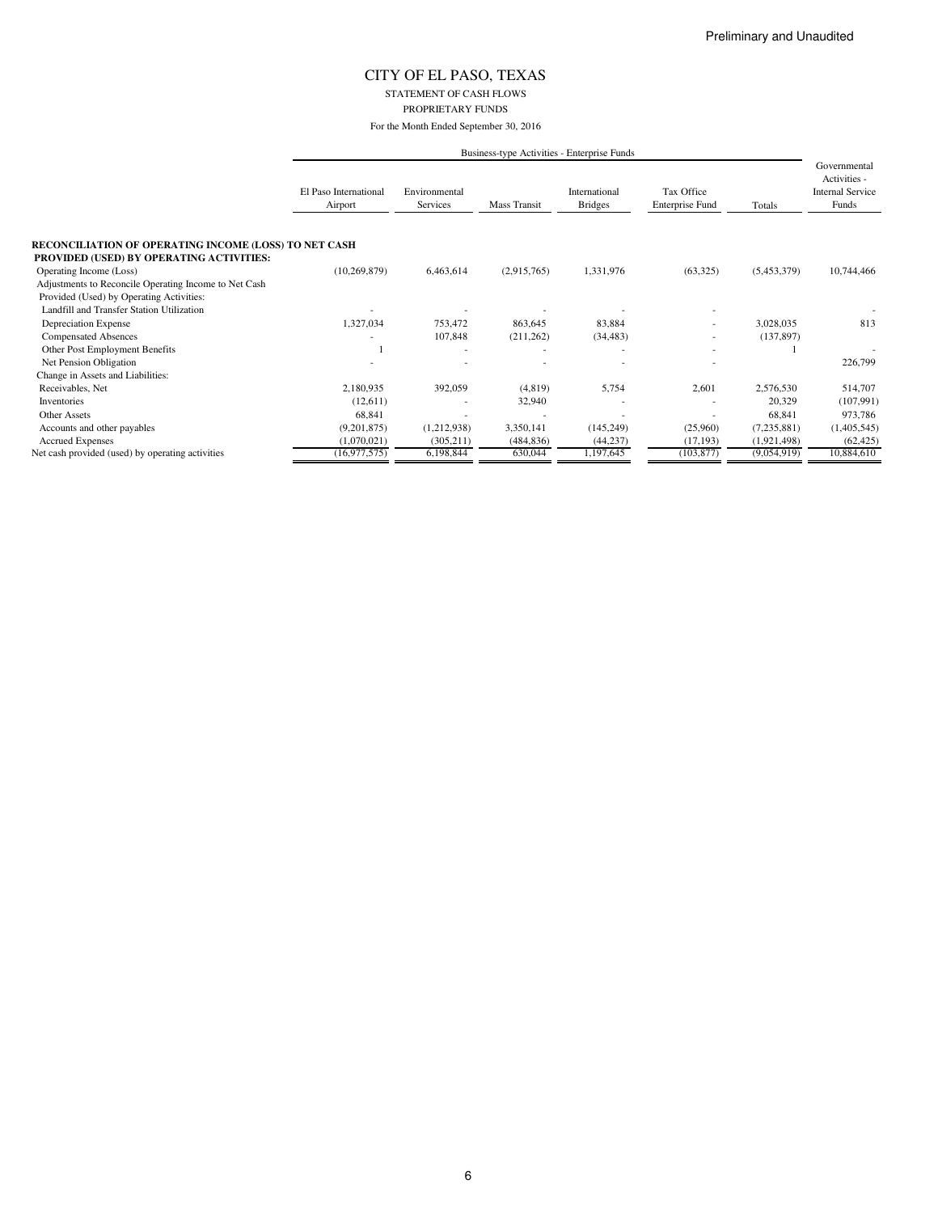Preliminary and Unaudited

# CITY OF EL PASO, TEXAS

STATEMENT OF CASH FLOWS

PROPRIETARY FUNDS

For the Month Ended September 30, 2016

| | Business-type Activities - Enterprise Funds | | | | | | Governmental Activities - Internal Service Funds |
|---|---|---|---|---|---|---|---|
| | El Paso International Airport | Environmental Services | Mass Transit | International Bridges | Tax Office Enterprise Fund | Totals | |
| **RECONCILIATION OF OPERATING INCOME (LOSS) TO NET CASH PROVIDED (USED) BY OPERATING ACTIVITIES:** | | | | | | | |
| Operating Income (Loss) | (10,269,879) | 6,463,614 | (2,915,765) | 1,331,976 | (63,325) | (5,453,379) | 10,744,466 |
| Adjustments to Reconcile Operating Income to Net Cash Provided (Used) by Operating Activities: | | | | | | | |
| Landfill and Transfer Station Utilization | - | - | - | - | - | | - |
| Depreciation Expense | 1,327,034 | 753,472 | 863,645 | 83,884 | - | 3,028,035 | 813 |
| Compensated Absences | - | 107,848 | (211,262) | (34,483) | - | (137,897) | |
| Other Post Employment Benefits | 1 | - | - | - | - | 1 | - |
| Net Pension Obligation | - | - | - | - | - | | 226,799 |
| Change in Assets and Liabilities: | | | | | | | |
| Receivables, Net | 2,180,935 | 392,059 | (4,819) | 5,754 | 2,601 | 2,576,530 | 514,707 |
| Inventories | (12,611) | - | 32,940 | - | - | 20,329 | (107,991) |
| Other Assets | 68,841 | - | - | - | - | 68,841 | 973,786 |
| Accounts and other payables | (9,201,875) | (1,212,938) | 3,350,141 | (145,249) | (25,960) | (7,235,881) | (1,405,545) |
| Accrued Expenses | (1,070,021) | (305,211) | (484,836) | (44,237) | (17,193) | (1,921,498) | (62,425) |
| Net cash provided (used) by operating activities | (16,977,575) | 6,198,844 | 630,044 | 1,197,645 | (103,877) | (9,054,919) | 10,884,610 |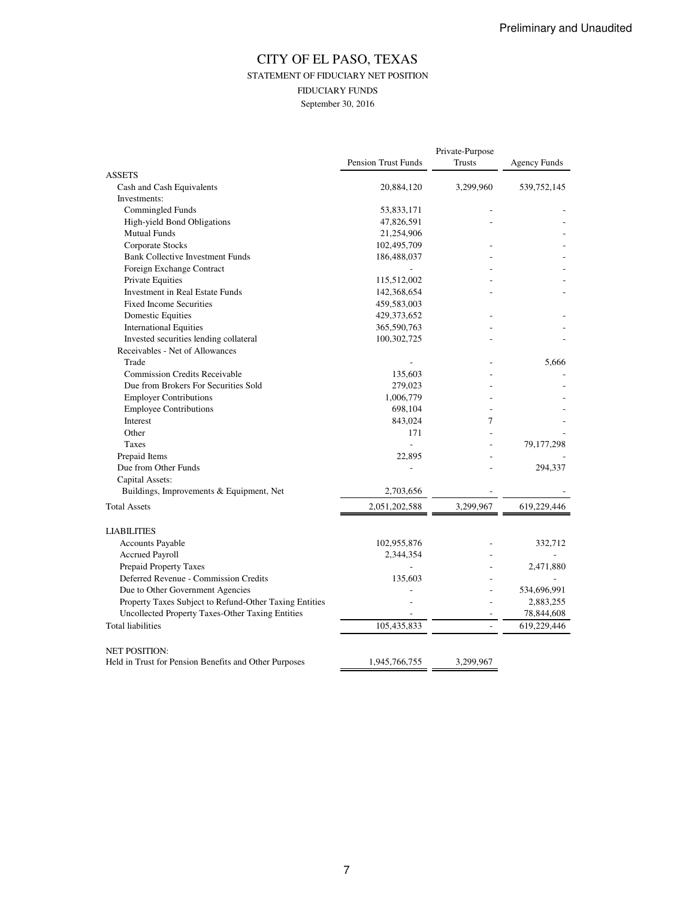Preliminary and Unaudited

# CITY OF EL PASO, TEXAS

## STATEMENT OF FIDUCIARY NET POSITION

### FIDUCIARY FUNDS

September 30, 2016

| | Pension Trust Funds | Private-Purpose Trusts | Agency Funds |
|---|---|---|---|
| **ASSETS** | | | |
| Cash and Cash Equivalents | 20,884,120 | 3,299,960 | 539,752,145 |
| Investments: | | | |
| Commingled Funds | 53,833,171 | - | - |
| High-yield Bond Obligations | 47,826,591 | - | - |
| Mutual Funds | 21,254,906 | | - |
| Corporate Stocks | 102,495,709 | - | - |
| Bank Collective Investment Funds | 186,488,037 | - | - |
| Foreign Exchange Contract | - | - | - |
| Private Equities | 115,512,002 | - | - |
| Investment in Real Estate Funds | 142,368,654 | - | - |
| Fixed Income Securities | 459,583,003 | | |
| Domestic Equities | 429,373,652 | - | - |
| International Equities | 365,590,763 | - | - |
| Invested securities lending collateral | 100,302,725 | - | - |
| Receivables - Net of Allowances | | | |
| Trade | - | - | 5,666 |
| Commission Credits Receivable | 135,603 | - | - |
| Due from Brokers For Securities Sold | 279,023 | - | - |
| Employer Contributions | 1,006,779 | - | - |
| Employee Contributions | 698,104 | - | - |
| Interest | 843,024 | 7 | - |
| Other | 171 | - | - |
| Taxes | - | - | 79,177,298 |
| Prepaid Items | 22,895 | - | - |
| Due from Other Funds | - | - | 294,337 |
| Capital Assets: | | | |
| Buildings, Improvements & Equipment, Net | 2,703,656 | - | - |
| Total Assets | 2,051,202,588 | 3,299,967 | 619,229,446 |
| | | | |
| **LIABILITIES** | | | |
| Accounts Payable | 102,955,876 | - | 332,712 |
| Accrued Payroll | 2,344,354 | - | - |
| Prepaid Property Taxes | - | - | 2,471,880 |
| Deferred Revenue - Commission Credits | 135,603 | - | - |
| Due to Other Government Agencies | - | - | 534,696,991 |
| Property Taxes Subject to Refund-Other Taxing Entities | - | - | 2,883,255 |
| Uncollected Property Taxes-Other Taxing Entities | - | - | 78,844,608 |
| Total liabilities | 105,435,833 | - | 619,229,446 |
| | | | |
| **NET POSITION:** | | | |
| Held in Trust for Pension Benefits and Other Purposes | 1,945,766,755 | 3,299,967 | |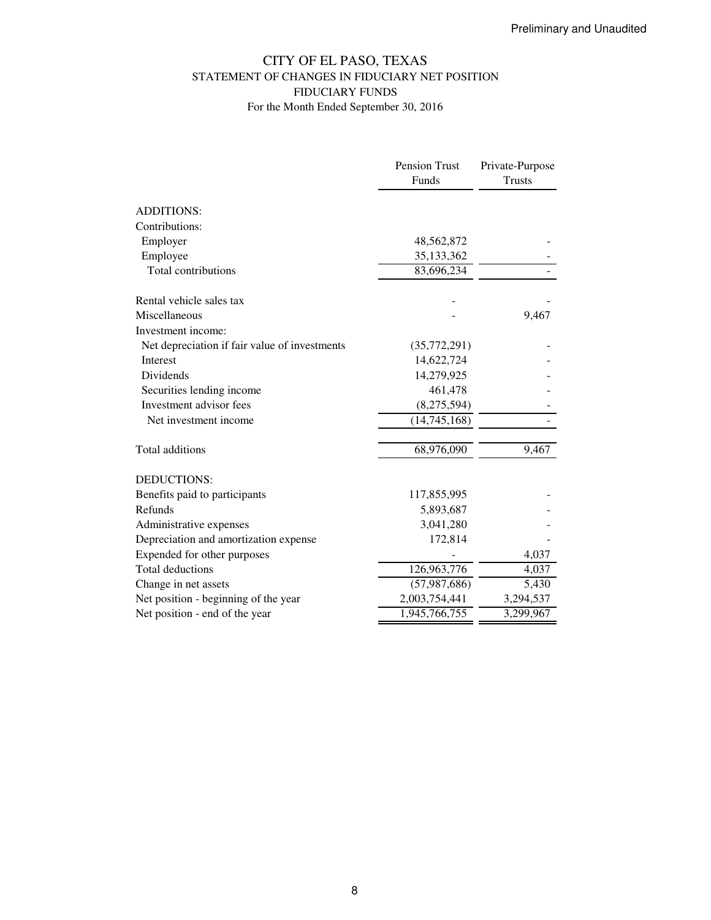Preliminary and Unaudited

# CITY OF EL PASO, TEXAS
## STATEMENT OF CHANGES IN FIDUCIARY NET POSITION
## FIDUCIARY FUNDS
### For the Month Ended September 30, 2016

| | Pension Trust Funds | Private-Purpose Trusts |
|---|---|---|
| ADDITIONS: | | |
| Contributions: | | |
| Employer | 48,562,872 | - |
| Employee | 35,133,362 | - |
| Total contributions | 83,696,234 | - |
| | | |
| Rental vehicle sales tax | - | - |
| Miscellaneous | - | 9,467 |
| Investment income: | | |
| Net depreciation if fair value of investments | (35,772,291) | - |
| Interest | 14,622,724 | - |
| Dividends | 14,279,925 | - |
| Securities lending income | 461,478 | - |
| Investment advisor fees | (8,275,594) | - |
| Net investment income | (14,745,168) | - |
| | | |
| Total additions | 68,976,090 | 9,467 |
| | | |
| DEDUCTIONS: | | |
| Benefits paid to participants | 117,855,995 | - |
| Refunds | 5,893,687 | - |
| Administrative expenses | 3,041,280 | - |
| Depreciation and amortization expense | 172,814 | - |
| Expended for other purposes | - | 4,037 |
| Total deductions | 126,963,776 | 4,037 |
| Change in net assets | (57,987,686) | 5,430 |
| Net position - beginning of the year | 2,003,754,441 | 3,294,537 |
| Net position - end of the year | 1,945,766,755 | 3,299,967 |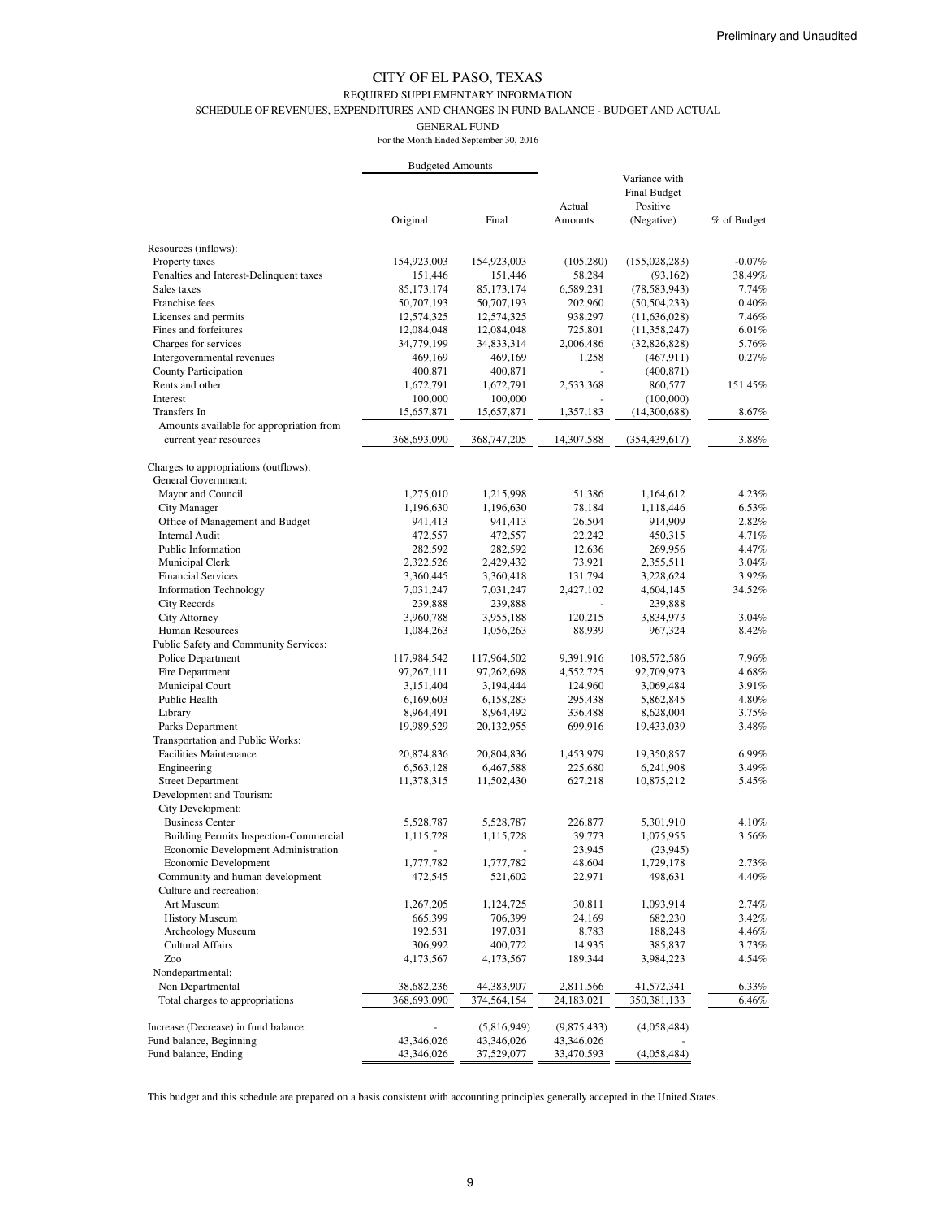Preliminary and Unaudited

# CITY OF EL PASO, TEXAS

## REQUIRED SUPPLEMENTARY INFORMATION

### SCHEDULE OF REVENUES, EXPENDITURES AND CHANGES IN FUND BALANCE - BUDGET AND ACTUAL

### GENERAL FUND

For the Month Ended September 30, 2016

| | Budgeted Amounts | | | | |
|---|---|---|---|---|---|
| | Original | Final | Actual Amounts | Variance with Final Budget Positive (Negative) | % of Budget |
| Resources (inflows): | | | | | |
| Property taxes | 154,923,003 | 154,923,003 | (105,280) | (155,028,283) | -0.07% |
| Penalties and Interest-Delinquent taxes | 151,446 | 151,446 | 58,284 | (93,162) | 38.49% |
| Sales taxes | 85,173,174 | 85,173,174 | 6,589,231 | (78,583,943) | 7.74% |
| Franchise fees | 50,707,193 | 50,707,193 | 202,960 | (50,504,233) | 0.40% |
| Licenses and permits | 12,574,325 | 12,574,325 | 938,297 | (11,636,028) | 7.46% |
| Fines and forfeitures | 12,084,048 | 12,084,048 | 725,801 | (11,358,247) | 6.01% |
| Charges for services | 34,779,199 | 34,833,314 | 2,006,486 | (32,826,828) | 5.76% |
| Intergovernmental revenues | 469,169 | 469,169 | 1,258 | (467,911) | 0.27% |
| County Participation | 400,871 | 400,871 | - | (400,871) | |
| Rents and other | 1,672,791 | 1,672,791 | 2,533,368 | 860,577 | 151.45% |
| Interest | 100,000 | 100,000 | - | (100,000) | |
| Transfers In | 15,657,871 | 15,657,871 | 1,357,183 | (14,300,688) | 8.67% |
| Amounts available for appropriation from current year resources | 368,693,090 | 368,747,205 | 14,307,588 | (354,439,617) | 3.88% |
| Charges to appropriations (outflows): | | | | | |
| General Government: | | | | | |
| Mayor and Council | 1,275,010 | 1,215,998 | 51,386 | 1,164,612 | 4.23% |
| City Manager | 1,196,630 | 1,196,630 | 78,184 | 1,118,446 | 6.53% |
| Office of Management and Budget | 941,413 | 941,413 | 26,504 | 914,909 | 2.82% |
| Internal Audit | 472,557 | 472,557 | 22,242 | 450,315 | 4.71% |
| Public Information | 282,592 | 282,592 | 12,636 | 269,956 | 4.47% |
| Municipal Clerk | 2,322,526 | 2,429,432 | 73,921 | 2,355,511 | 3.04% |
| Financial Services | 3,360,445 | 3,360,418 | 131,794 | 3,228,624 | 3.92% |
| Information Technology | 7,031,247 | 7,031,247 | 2,427,102 | 4,604,145 | 34.52% |
| City Records | 239,888 | 239,888 | - | 239,888 | |
| City Attorney | 3,960,788 | 3,955,188 | 120,215 | 3,834,973 | 3.04% |
| Human Resources | 1,084,263 | 1,056,263 | 88,939 | 967,324 | 8.42% |
| Public Safety and Community Services: | | | | | |
| Police Department | 117,984,542 | 117,964,502 | 9,391,916 | 108,572,586 | 7.96% |
| Fire Department | 97,267,111 | 97,262,698 | 4,552,725 | 92,709,973 | 4.68% |
| Municipal Court | 3,151,404 | 3,194,444 | 124,960 | 3,069,484 | 3.91% |
| Public Health | 6,169,603 | 6,158,283 | 295,438 | 5,862,845 | 4.80% |
| Library | 8,964,491 | 8,964,492 | 336,488 | 8,628,004 | 3.75% |
| Parks Department | 19,989,529 | 20,132,955 | 699,916 | 19,433,039 | 3.48% |
| Transportation and Public Works: | | | | | |
| Facilities Maintenance | 20,874,836 | 20,804,836 | 1,453,979 | 19,350,857 | 6.99% |
| Engineering | 6,563,128 | 6,467,588 | 225,680 | 6,241,908 | 3.49% |
| Street Department | 11,378,315 | 11,502,430 | 627,218 | 10,875,212 | 5.45% |
| Development and Tourism: | | | | | |
| City Development: | | | | | |
| Business Center | 5,528,787 | 5,528,787 | 226,877 | 5,301,910 | 4.10% |
| Building Permits Inspection-Commercial | 1,115,728 | 1,115,728 | 39,773 | 1,075,955 | 3.56% |
| Economic Development Administration | - | - | 23,945 | (23,945) | |
| Economic Development | 1,777,782 | 1,777,782 | 48,604 | 1,729,178 | 2.73% |
| Community and human development | 472,545 | 521,602 | 22,971 | 498,631 | 4.40% |
| Culture and recreation: | | | | | |
| Art Museum | 1,267,205 | 1,124,725 | 30,811 | 1,093,914 | 2.74% |
| History Museum | 665,399 | 706,399 | 24,169 | 682,230 | 3.42% |
| Archeology Museum | 192,531 | 197,031 | 8,783 | 188,248 | 4.46% |
| Cultural Affairs | 306,992 | 400,772 | 14,935 | 385,837 | 3.73% |
| Zoo | 4,173,567 | 4,173,567 | 189,344 | 3,984,223 | 4.54% |
| Nondepartmental: | | | | | |
| Non Departmental | 38,682,236 | 44,383,907 | 2,811,566 | 41,572,341 | 6.33% |
| Total charges to appropriations | 368,693,090 | 374,564,154 | 24,183,021 | 350,381,133 | 6.46% |
| Increase (Decrease) in fund balance: | - | (5,816,949) | (9,875,433) | (4,058,484) | |
| Fund balance, Beginning | 43,346,026 | 43,346,026 | 43,346,026 | - | |
| Fund balance, Ending | 43,346,026 | 37,529,077 | 33,470,593 | (4,058,484) | |

This budget and this schedule are prepared on a basis consistent with accounting principles generally accepted in the United States.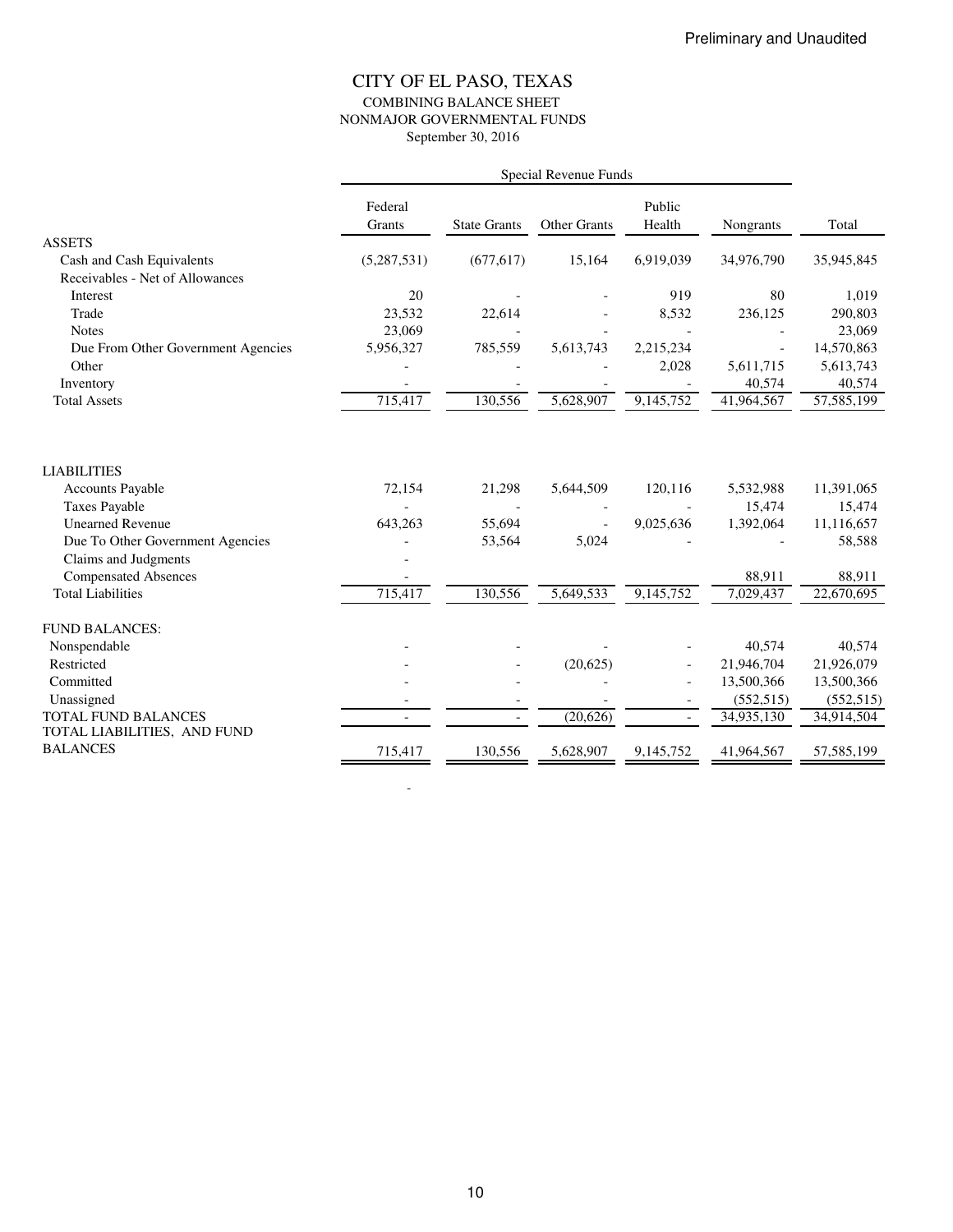Preliminary and Unaudited

# CITY OF EL PASO, TEXAS

## COMBINING BALANCE SHEET
## NONMAJOR GOVERNMENTAL FUNDS
### September 30, 2016

| | Special Revenue Funds | | | | | |
|---|---|---|---|---|---|---|
| | Federal Grants | State Grants | Other Grants | Public Health | Nongrants | Total |
| ASSETS | | | | | | |
| Cash and Cash Equivalents | (5,287,531) | (677,617) | 15,164 | 6,919,039 | 34,976,790 | 35,945,845 |
| Receivables - Net of Allowances | | | | | | |
| Interest | 20 | - | - | 919 | 80 | 1,019 |
| Trade | 23,532 | 22,614 | - | 8,532 | 236,125 | 290,803 |
| Notes | 23,069 | - | - | - | - | 23,069 |
| Due From Other Government Agencies | 5,956,327 | 785,559 | 5,613,743 | 2,215,234 | - | 14,570,863 |
| Other | - | - | - | 2,028 | 5,611,715 | 5,613,743 |
| Inventory | - | - | - | - | 40,574 | 40,574 |
| Total Assets | 715,417 | 130,556 | 5,628,907 | 9,145,752 | 41,964,567 | 57,585,199 |
| LIABILITIES | | | | | | |
| Accounts Payable | 72,154 | 21,298 | 5,644,509 | 120,116 | 5,532,988 | 11,391,065 |
| Taxes Payable | - | - | - | - | 15,474 | 15,474 |
| Unearned Revenue | 643,263 | 55,694 | - | 9,025,636 | 1,392,064 | 11,116,657 |
| Due To Other Government Agencies | - | 53,564 | 5,024 | - | - | 58,588 |
| Claims and Judgments | - | | | | | |
| Compensated Absences | - | | | | 88,911 | 88,911 |
| Total Liabilities | 715,417 | 130,556 | 5,649,533 | 9,145,752 | 7,029,437 | 22,670,695 |
| FUND BALANCES: | | | | | | |
| Nonspendable | - | - | - | - | 40,574 | 40,574 |
| Restricted | - | - | (20,625) | - | 21,946,704 | 21,926,079 |
| Committed | - | - | - | - | 13,500,366 | 13,500,366 |
| Unassigned | - | - | - | - | (552,515) | (552,515) |
| TOTAL FUND BALANCES | - | - | (20,626) | - | 34,935,130 | 34,914,504 |
| TOTAL LIABILITIES, AND FUND BALANCES | 715,417 | 130,556 | 5,628,907 | 9,145,752 | 41,964,567 | 57,585,199 |

-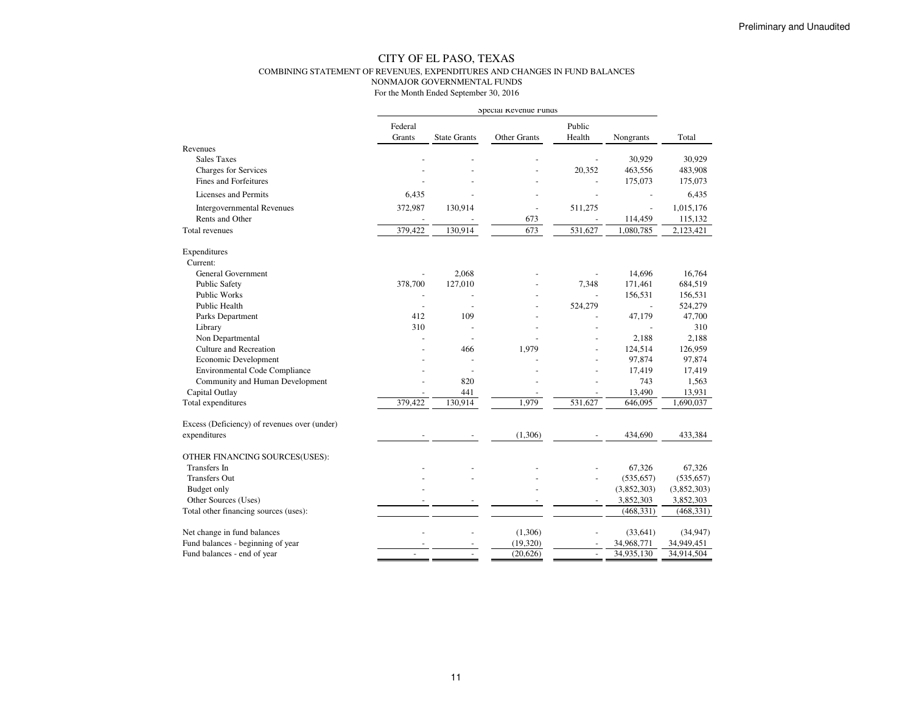Preliminary and Unaudited

# CITY OF EL PASO, TEXAS

## COMBINING STATEMENT OF REVENUES, EXPENDITURES AND CHANGES IN FUND BALANCES

## NONMAJOR GOVERNMENTAL FUNDS

For the Month Ended September 30, 2016

| | Special Revenue Funds | | | | | |
|---|---|---|---|---|---|---|
| | Federal Grants | State Grants | Other Grants | Public Health | Nongrants | Total |
| **Revenues** | | | | | | |
| Sales Taxes | - | - | - | - | 30,929 | 30,929 |
| Charges for Services | - | - | - | 20,352 | 463,556 | 483,908 |
| Fines and Forfeitures | - | - | - | - | 175,073 | 175,073 |
| Licenses and Permits | 6,435 | - | - | - | - | 6,435 |
| Intergovernmental Revenues | 372,987 | 130,914 | - | 511,275 | - | 1,015,176 |
| Rents and Other | - | - | 673 | - | 114,459 | 115,132 |
| Total revenues | 379,422 | 130,914 | 673 | 531,627 | 1,080,785 | 2,123,421 |
| **Expenditures** | | | | | | |
| Current: | | | | | | |
| General Government | - | 2,068 | - | - | 14,696 | 16,764 |
| Public Safety | 378,700 | 127,010 | - | 7,348 | 171,461 | 684,519 |
| Public Works | - | - | - | - | 156,531 | 156,531 |
| Public Health | - | - | - | 524,279 | - | 524,279 |
| Parks Department | 412 | 109 | - | - | 47,179 | 47,700 |
| Library | 310 | - | - | - | - | 310 |
| Non Departmental | - | - | - | - | 2,188 | 2,188 |
| Culture and Recreation | - | 466 | 1,979 | - | 124,514 | 126,959 |
| Economic Development | - | - | - | - | 97,874 | 97,874 |
| Environmental Code Compliance | - | - | - | - | 17,419 | 17,419 |
| Community and Human Development | - | 820 | - | - | 743 | 1,563 |
| Capital Outlay | - | 441 | - | - | 13,490 | 13,931 |
| Total expenditures | 379,422 | 130,914 | 1,979 | 531,627 | 646,095 | 1,690,037 |
| Excess (Deficiency) of revenues over (under) expenditures | - | - | (1,306) | - | 434,690 | 433,384 |
| **OTHER FINANCING SOURCES(USES):** | | | | | | |
| Transfers In | - | - | - | - | 67,326 | 67,326 |
| Transfers Out | - | - | - | - | (535,657) | (535,657) |
| Budget only | - | | - | | (3,852,303) | (3,852,303) |
| Other Sources (Uses) | - | - | - | - | 3,852,303 | 3,852,303 |
| Total other financing sources (uses): | | | | | (468,331) | (468,331) |
| Net change in fund balances | - | - | (1,306) | - | (33,641) | (34,947) |
| Fund balances - beginning of year | - | - | (19,320) | - | 34,968,771 | 34,949,451 |
| Fund balances - end of year | - | - | (20,626) | - | 34,935,130 | 34,914,504 |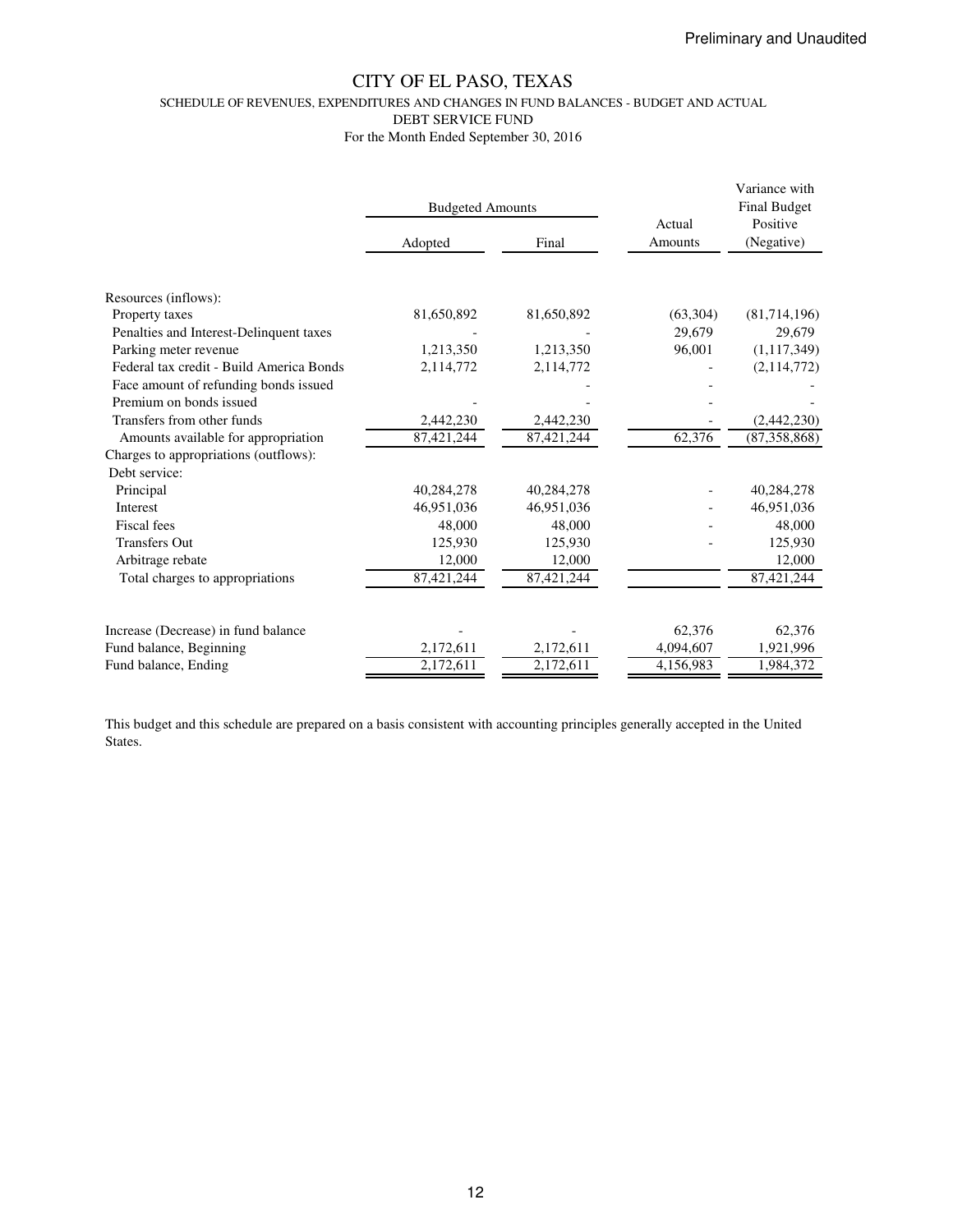Preliminary and Unaudited

# CITY OF EL PASO, TEXAS

SCHEDULE OF REVENUES, EXPENDITURES AND CHANGES IN FUND BALANCES - BUDGET AND ACTUAL

DEBT SERVICE FUND

For the Month Ended September 30, 2016

| | Budgeted Amounts | | Actual Amounts | Variance with Final Budget Positive (Negative) |
|---|---|---|---|---|
| | Adopted | Final | | |
| Resources (inflows): | | | | |
| Property taxes | 81,650,892 | 81,650,892 | (63,304) | (81,714,196) |
| Penalties and Interest-Delinquent taxes | - | - | 29,679 | 29,679 |
| Parking meter revenue | 1,213,350 | 1,213,350 | 96,001 | (1,117,349) |
| Federal tax credit - Build America Bonds | 2,114,772 | 2,114,772 | - | (2,114,772) |
| Face amount of refunding bonds issued | | - | - | - |
| Premium on bonds issued | - | - | - | - |
| Transfers from other funds | 2,442,230 | 2,442,230 | - | (2,442,230) |
| Amounts available for appropriation | 87,421,244 | 87,421,244 | 62,376 | (87,358,868) |
| Charges to appropriations (outflows): | | | | |
| Debt service: | | | | |
| Principal | 40,284,278 | 40,284,278 | - | 40,284,278 |
| Interest | 46,951,036 | 46,951,036 | - | 46,951,036 |
| Fiscal fees | 48,000 | 48,000 | - | 48,000 |
| Transfers Out | 125,930 | 125,930 | - | 125,930 |
| Arbitrage rebate | 12,000 | 12,000 | | 12,000 |
| Total charges to appropriations | 87,421,244 | 87,421,244 | | 87,421,244 |
| | | | | |
| Increase (Decrease) in fund balance | - | - | 62,376 | 62,376 |
| Fund balance, Beginning | 2,172,611 | 2,172,611 | 4,094,607 | 1,921,996 |
| Fund balance, Ending | 2,172,611 | 2,172,611 | 4,156,983 | 1,984,372 |

This budget and this schedule are prepared on a basis consistent with accounting principles generally accepted in the United States.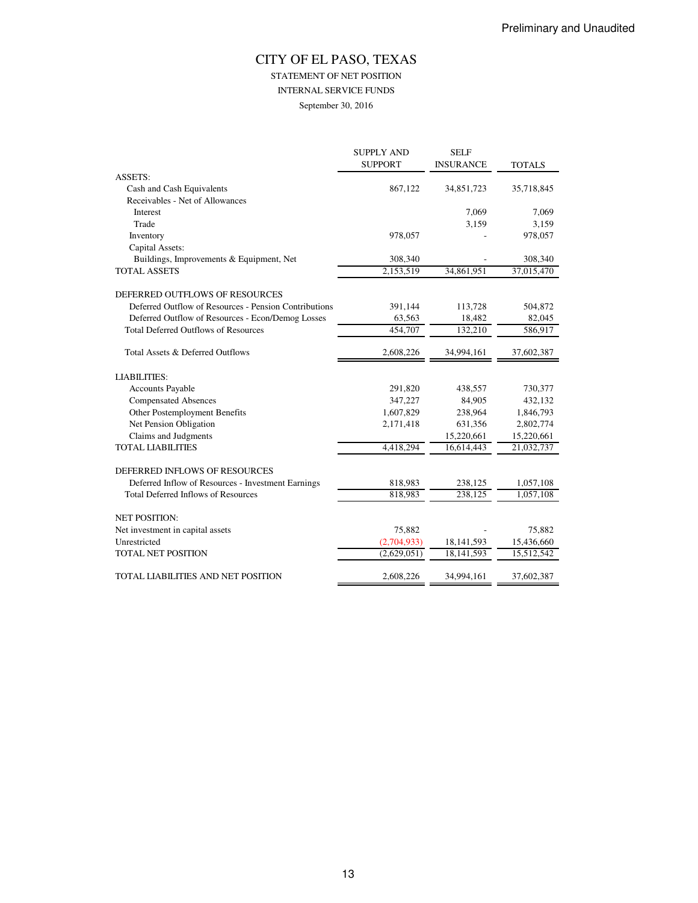Preliminary and Unaudited

# CITY OF EL PASO, TEXAS

## STATEMENT OF NET POSITION
## INTERNAL SERVICE FUNDS
## September 30, 2016

| | SUPPLY AND SUPPORT | SELF INSURANCE | TOTALS |
|---|---|---|---|
| ASSETS: | | | |
| Cash and Cash Equivalents | 867,122 | 34,851,723 | 35,718,845 |
| Receivables - Net of Allowances | | | |
| Interest | | 7,069 | 7,069 |
| Trade | | 3,159 | 3,159 |
| Inventory | 978,057 | - | 978,057 |
| Capital Assets: | | | |
| Buildings, Improvements & Equipment, Net | 308,340 | - | 308,340 |
| TOTAL ASSETS | 2,153,519 | 34,861,951 | 37,015,470 |
| | | | |
| DEFERRED OUTFLOWS OF RESOURCES | | | |
| Deferred Outflow of Resources - Pension Contributions | 391,144 | 113,728 | 504,872 |
| Deferred Outflow of Resources - Econ/Demog Losses | 63,563 | 18,482 | 82,045 |
| Total Deferred Outflows of Resources | 454,707 | 132,210 | 586,917 |
| | | | |
| Total Assets & Deferred Outflows | 2,608,226 | 34,994,161 | 37,602,387 |
| | | | |
| LIABILITIES: | | | |
| Accounts Payable | 291,820 | 438,557 | 730,377 |
| Compensated Absences | 347,227 | 84,905 | 432,132 |
| Other Postemployment Benefits | 1,607,829 | 238,964 | 1,846,793 |
| Net Pension Obligation | 2,171,418 | 631,356 | 2,802,774 |
| Claims and Judgments | | 15,220,661 | 15,220,661 |
| TOTAL LIABILITIES | 4,418,294 | 16,614,443 | 21,032,737 |
| | | | |
| DEFERRED INFLOWS OF RESOURCES | | | |
| Deferred Inflow of Resources - Investment Earnings | 818,983 | 238,125 | 1,057,108 |
| Total Deferred Inflows of Resources | 818,983 | 238,125 | 1,057,108 |
| | | | |
| NET POSITION: | | | |
| Net investment in capital assets | 75,882 | - | 75,882 |
| Unrestricted | (2,704,933) | 18,141,593 | 15,436,660 |
| TOTAL NET POSITION | (2,629,051) | 18,141,593 | 15,512,542 |
| | | | |
| TOTAL LIABILITIES AND NET POSITION | 2,608,226 | 34,994,161 | 37,602,387 |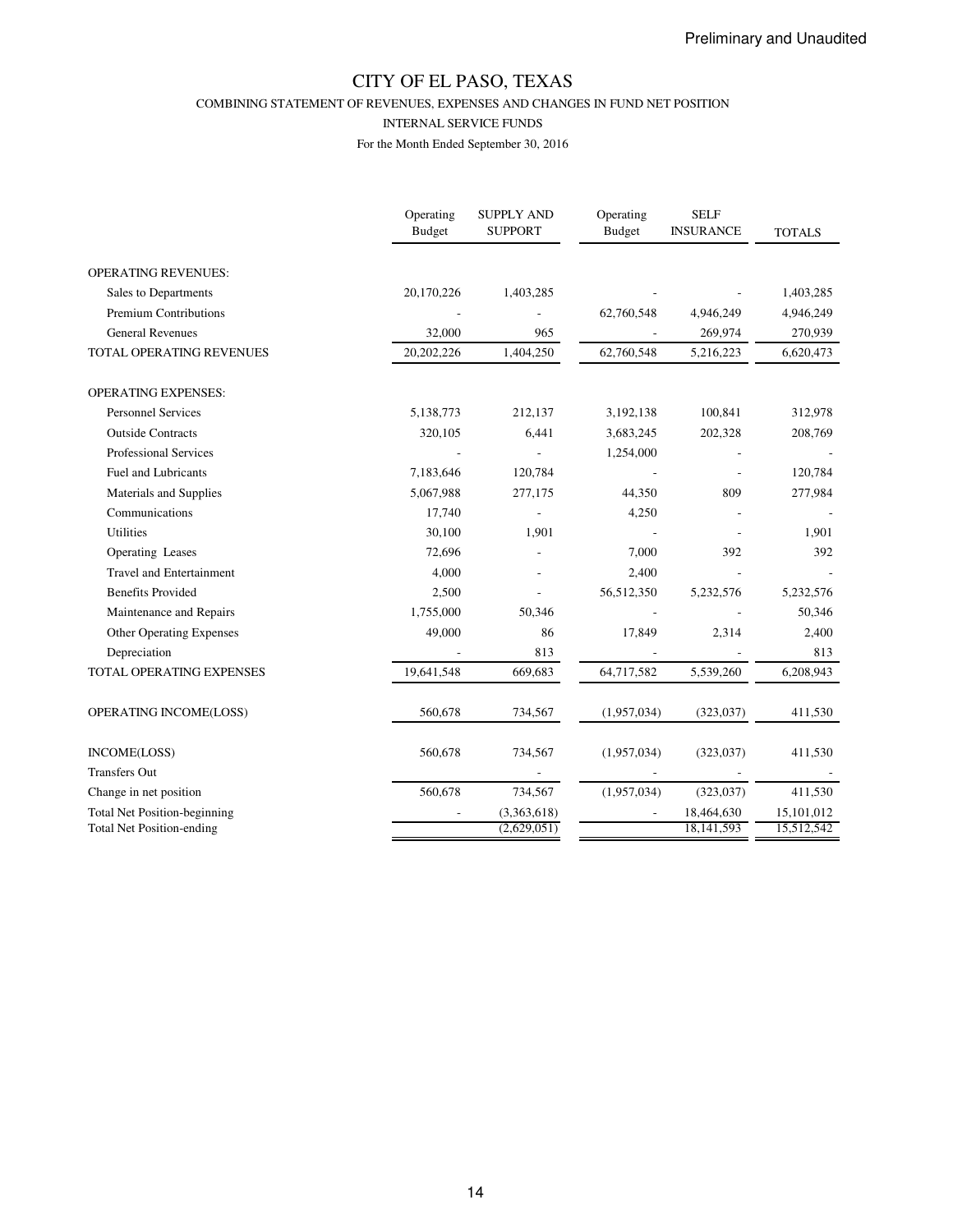Preliminary and Unaudited

# CITY OF EL PASO, TEXAS

COMBINING STATEMENT OF REVENUES, EXPENSES AND CHANGES IN FUND NET POSITION

INTERNAL SERVICE FUNDS

For the Month Ended September 30, 2016

| | Operating Budget | SUPPLY AND SUPPORT | Operating Budget | SELF INSURANCE | TOTALS |
|---|---|---|---|---|---|
| OPERATING REVENUES: | | | | | |
| Sales to Departments | 20,170,226 | 1,403,285 | - | - | 1,403,285 |
| Premium Contributions | - | - | 62,760,548 | 4,946,249 | 4,946,249 |
| General Revenues | 32,000 | 965 | - | 269,974 | 270,939 |
| TOTAL OPERATING REVENUES | 20,202,226 | 1,404,250 | 62,760,548 | 5,216,223 | 6,620,473 |
| OPERATING EXPENSES: | | | | | |
| Personnel Services | 5,138,773 | 212,137 | 3,192,138 | 100,841 | 312,978 |
| Outside Contracts | 320,105 | 6,441 | 3,683,245 | 202,328 | 208,769 |
| Professional Services | - | - | 1,254,000 | - | - |
| Fuel and Lubricants | 7,183,646 | 120,784 | - | - | 120,784 |
| Materials and Supplies | 5,067,988 | 277,175 | 44,350 | 809 | 277,984 |
| Communications | 17,740 | - | 4,250 | - | - |
| Utilities | 30,100 | 1,901 | - | - | 1,901 |
| Operating Leases | 72,696 | - | 7,000 | 392 | 392 |
| Travel and Entertainment | 4,000 | - | 2,400 | - | - |
| Benefits Provided | 2,500 | - | 56,512,350 | 5,232,576 | 5,232,576 |
| Maintenance and Repairs | 1,755,000 | 50,346 | - | - | 50,346 |
| Other Operating Expenses | 49,000 | 86 | 17,849 | 2,314 | 2,400 |
| Depreciation | - | 813 | - | - | 813 |
| TOTAL OPERATING EXPENSES | 19,641,548 | 669,683 | 64,717,582 | 5,539,260 | 6,208,943 |
| OPERATING INCOME(LOSS) | 560,678 | 734,567 | (1,957,034) | (323,037) | 411,530 |
| INCOME(LOSS) | 560,678 | 734,567 | (1,957,034) | (323,037) | 411,530 |
| Transfers Out | | - | - | - | - |
| Change in net position | 560,678 | 734,567 | (1,957,034) | (323,037) | 411,530 |
| Total Net Position-beginning | - | (3,363,618) | - | 18,464,630 | 15,101,012 |
| Total Net Position-ending | | (2,629,051) | | 18,141,593 | 15,512,542 |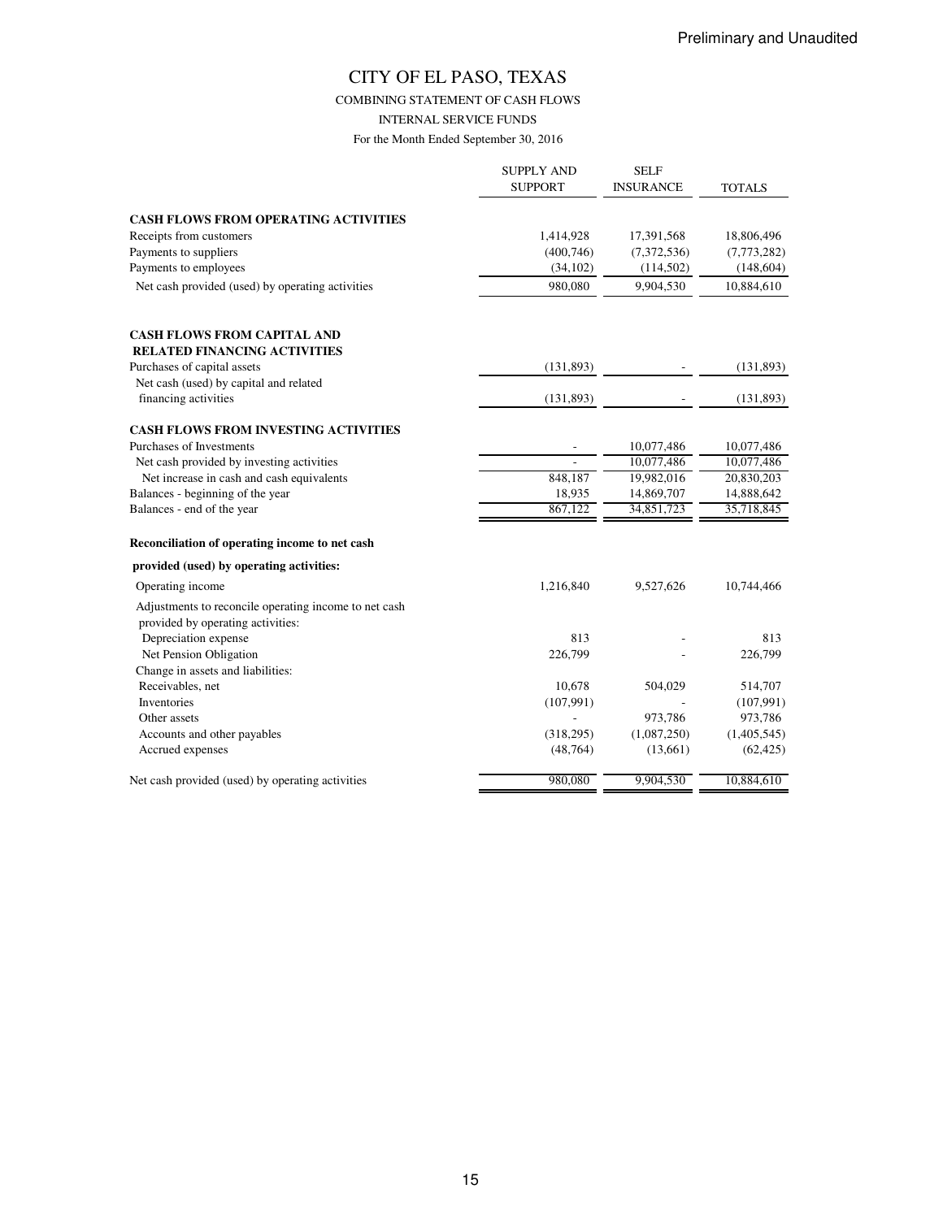Preliminary and Unaudited

# CITY OF EL PASO, TEXAS

COMBINING STATEMENT OF CASH FLOWS

INTERNAL SERVICE FUNDS

For the Month Ended September 30, 2016

| | SUPPLY AND SUPPORT | SELF INSURANCE | TOTALS |
|---|---|---|---|
| **CASH FLOWS FROM OPERATING ACTIVITIES** | | | |
| Receipts from customers | 1,414,928 | 17,391,568 | 18,806,496 |
| Payments to suppliers | (400,746) | (7,372,536) | (7,773,282) |
| Payments to employees | (34,102) | (114,502) | (148,604) |
| Net cash provided (used) by operating activities | 980,080 | 9,904,530 | 10,884,610 |
| **CASH FLOWS FROM CAPITAL AND RELATED FINANCING ACTIVITIES** | | | |
| Purchases of capital assets | (131,893) | - | (131,893) |
| Net cash (used) by capital and related financing activities | (131,893) | - | (131,893) |
| **CASH FLOWS FROM INVESTING ACTIVITIES** | | | |
| Purchases of Investments | - | 10,077,486 | 10,077,486 |
| Net cash provided by investing activities | - | 10,077,486 | 10,077,486 |
| Net increase in cash and cash equivalents | 848,187 | 19,982,016 | 20,830,203 |
| Balances - beginning of the year | 18,935 | 14,869,707 | 14,888,642 |
| Balances - end of the year | 867,122 | 34,851,723 | 35,718,845 |
| **Reconciliation of operating income to net cash provided (used) by operating activities:** | | | |
| Operating income | 1,216,840 | 9,527,626 | 10,744,466 |
| Adjustments to reconcile operating income to net cash provided by operating activities: | | | |
| Depreciation expense | 813 | - | 813 |
| Net Pension Obligation | 226,799 | - | 226,799 |
| Change in assets and liabilities: | | | |
| Receivables, net | 10,678 | 504,029 | 514,707 |
| Inventories | (107,991) | - | (107,991) |
| Other assets | - | 973,786 | 973,786 |
| Accounts and other payables | (318,295) | (1,087,250) | (1,405,545) |
| Accrued expenses | (48,764) | (13,661) | (62,425) |
| Net cash provided (used) by operating activities | 980,080 | 9,904,530 | 10,884,610 |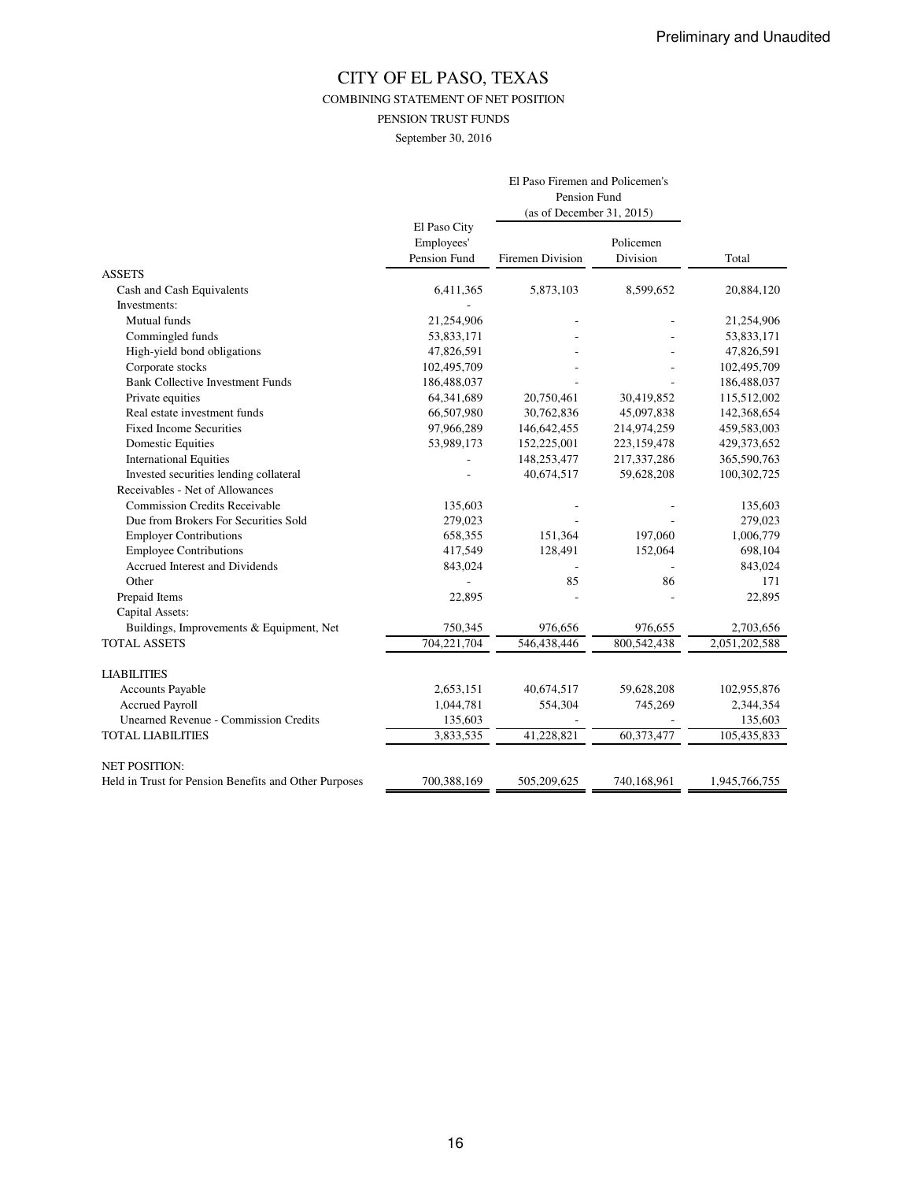Preliminary and Unaudited

# CITY OF EL PASO, TEXAS

## COMBINING STATEMENT OF NET POSITION

### PENSION TRUST FUNDS

September 30, 2016

| | | El Paso Firemen and Policemen's Pension Fund (as of December 31, 2015) | | |
|---|---|---|---|---|
| | El Paso City Employees' Pension Fund | Firemen Division | Policemen Division | Total |
| ASSETS | | | | |
| Cash and Cash Equivalents | 6,411,365 | 5,873,103 | 8,599,652 | 20,884,120 |
| Investments: | - | | | |
| Mutual funds | 21,254,906 | - | - | 21,254,906 |
| Commingled funds | 53,833,171 | - | - | 53,833,171 |
| High-yield bond obligations | 47,826,591 | - | - | 47,826,591 |
| Corporate stocks | 102,495,709 | - | - | 102,495,709 |
| Bank Collective Investment Funds | 186,488,037 | - | - | 186,488,037 |
| Private equities | 64,341,689 | 20,750,461 | 30,419,852 | 115,512,002 |
| Real estate investment funds | 66,507,980 | 30,762,836 | 45,097,838 | 142,368,654 |
| Fixed Income Securities | 97,966,289 | 146,642,455 | 214,974,259 | 459,583,003 |
| Domestic Equities | 53,989,173 | 152,225,001 | 223,159,478 | 429,373,652 |
| International Equities | - | 148,253,477 | 217,337,286 | 365,590,763 |
| Invested securities lending collateral | - | 40,674,517 | 59,628,208 | 100,302,725 |
| Receivables - Net of Allowances | | | | |
| Commission Credits Receivable | 135,603 | - | - | 135,603 |
| Due from Brokers For Securities Sold | 279,023 | - | - | 279,023 |
| Employer Contributions | 658,355 | 151,364 | 197,060 | 1,006,779 |
| Employee Contributions | 417,549 | 128,491 | 152,064 | 698,104 |
| Accrued Interest and Dividends | 843,024 | - | - | 843,024 |
| Other | - | 85 | 86 | 171 |
| Prepaid Items | 22,895 | - | - | 22,895 |
| Capital Assets: | | | | |
| Buildings, Improvements & Equipment, Net | 750,345 | 976,656 | 976,655 | 2,703,656 |
| TOTAL ASSETS | 704,221,704 | 546,438,446 | 800,542,438 | 2,051,202,588 |
| LIABILITIES | | | | |
| Accounts Payable | 2,653,151 | 40,674,517 | 59,628,208 | 102,955,876 |
| Accrued Payroll | 1,044,781 | 554,304 | 745,269 | 2,344,354 |
| Unearned Revenue - Commission Credits | 135,603 | - | - | 135,603 |
| TOTAL LIABILITIES | 3,833,535 | 41,228,821 | 60,373,477 | 105,435,833 |
| NET POSITION: | | | | |
| Held in Trust for Pension Benefits and Other Purposes | 700,388,169 | 505,209,625 | 740,168,961 | 1,945,766,755 |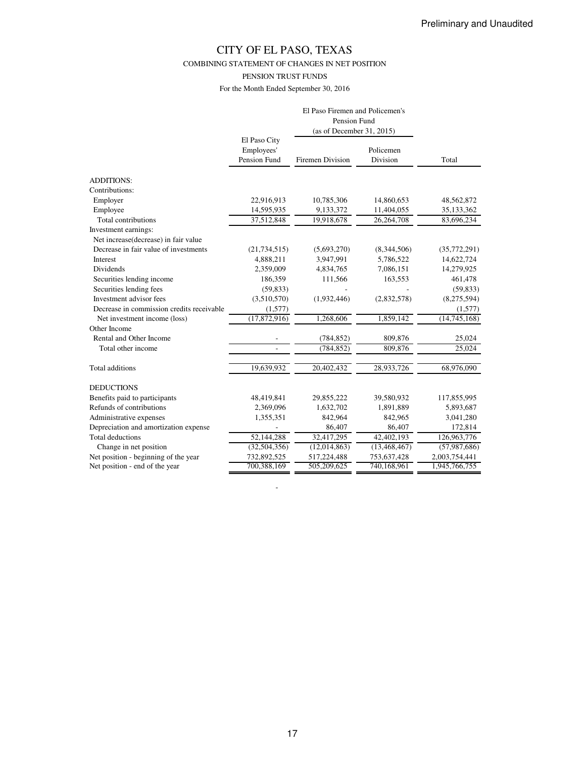Preliminary and Unaudited

# CITY OF EL PASO, TEXAS

## COMBINING STATEMENT OF CHANGES IN NET POSITION

### PENSION TRUST FUNDS

For the Month Ended September 30, 2016

| | | El Paso Firemen and Policemen's Pension Fund (as of December 31, 2015) | | |
|---|---|---|---|---|
| | El Paso City Employees' Pension Fund | Firemen Division | Policemen Division | Total |
| ADDITIONS: | | | | |
| Contributions: | | | | |
| Employer | 22,916,913 | 10,785,306 | 14,860,653 | 48,562,872 |
| Employee | 14,595,935 | 9,133,372 | 11,404,055 | 35,133,362 |
| Total contributions | 37,512,848 | 19,918,678 | 26,264,708 | 83,696,234 |
| Investment earnings: | | | | |
| Net increase(decrease) in fair value | | | | |
| Decrease in fair value of investments | (21,734,515) | (5,693,270) | (8,344,506) | (35,772,291) |
| Interest | 4,888,211 | 3,947,991 | 5,786,522 | 14,622,724 |
| Dividends | 2,359,009 | 4,834,765 | 7,086,151 | 14,279,925 |
| Securities lending income | 186,359 | 111,566 | 163,553 | 461,478 |
| Securities lending fees | (59,833) | - | - | (59,833) |
| Investment advisor fees | (3,510,570) | (1,932,446) | (2,832,578) | (8,275,594) |
| Decrease in commission credits receivable | (1,577) | | | (1,577) |
| Net investment income (loss) | (17,872,916) | 1,268,606 | 1,859,142 | (14,745,168) |
| Other Income | | | | |
| Rental and Other Income | - | (784,852) | 809,876 | 25,024 |
| Total other income | - | (784,852) | 809,876 | 25,024 |
| Total additions | 19,639,932 | 20,402,432 | 28,933,726 | 68,976,090 |
| DEDUCTIONS | | | | |
| Benefits paid to participants | 48,419,841 | 29,855,222 | 39,580,932 | 117,855,995 |
| Refunds of contributions | 2,369,096 | 1,632,702 | 1,891,889 | 5,893,687 |
| Administrative expenses | 1,355,351 | 842,964 | 842,965 | 3,041,280 |
| Depreciation and amortization expense | - | 86,407 | 86,407 | 172,814 |
| Total deductions | 52,144,288 | 32,417,295 | 42,402,193 | 126,963,776 |
| Change in net position | (32,504,356) | (12,014,863) | (13,468,467) | (57,987,686) |
| Net position - beginning of the year | 732,892,525 | 517,224,488 | 753,637,428 | 2,003,754,441 |
| Net position - end of the year | 700,388,169 | 505,209,625 | 740,168,961 | 1,945,766,755 |